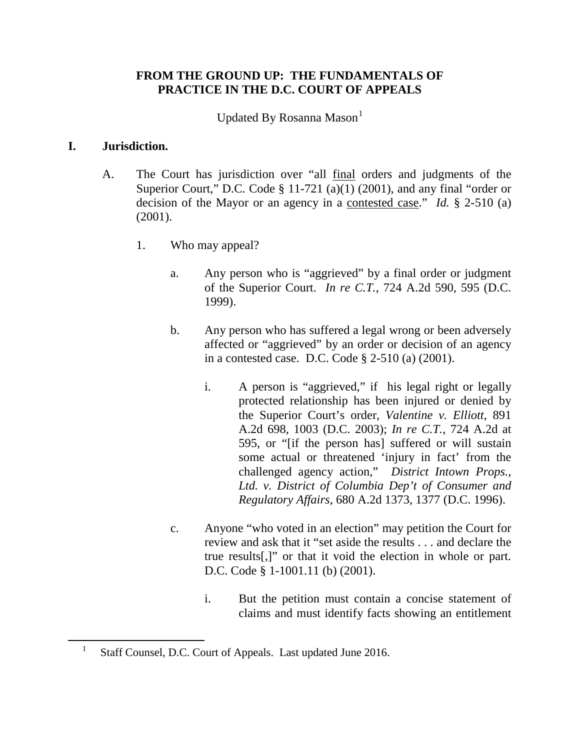# FROM THE GROUND UP: THE FUNDAMENTALS OF PRACTICE IN THE D.C. COURT OF APPEALS

Updated By Rosanna Mason[1]

## I. Jurisdiction.

A. The Court has jurisdiction over "all final orders and judgments of the Superior Court," D.C. Code § 11-721 (a)(1) (2001), and any final "order or decision of the Mayor or an agency in a contested case." *Id.* § 2-510 (a) (2001).

1. Who may appeal?

   a. Any person who is "aggrieved" by a final order or judgment of the Superior Court. *In re C.T.*, 724 A.2d 590, 595 (D.C. 1999).

   b. Any person who has suffered a legal wrong or been adversely affected or "aggrieved" by an order or decision of an agency in a contested case. D.C. Code § 2-510 (a) (2001).

      i. A person is "aggrieved," if his legal right or legally protected relationship has been injured or denied by the Superior Court's order, *Valentine v. Elliott*, 891 A.2d 698, 1003 (D.C. 2003); *In re C.T.*, 724 A.2d at 595, or "[if the person has] suffered or will sustain some actual or threatened 'injury in fact' from the challenged agency action," *District Intown Props., Ltd. v. District of Columbia Dep't of Consumer and Regulatory Affairs*, 680 A.2d 1373, 1377 (D.C. 1996).

   c. Anyone "who voted in an election" may petition the Court for review and ask that it "set aside the results . . . and declare the true results[,]" or that it void the election in whole or part. D.C. Code § 1-1001.11 (b) (2001).

      i. But the petition must contain a concise statement of claims and must identify facts showing an entitlement

[1] Staff Counsel, D.C. Court of Appeals. Last updated June 2016.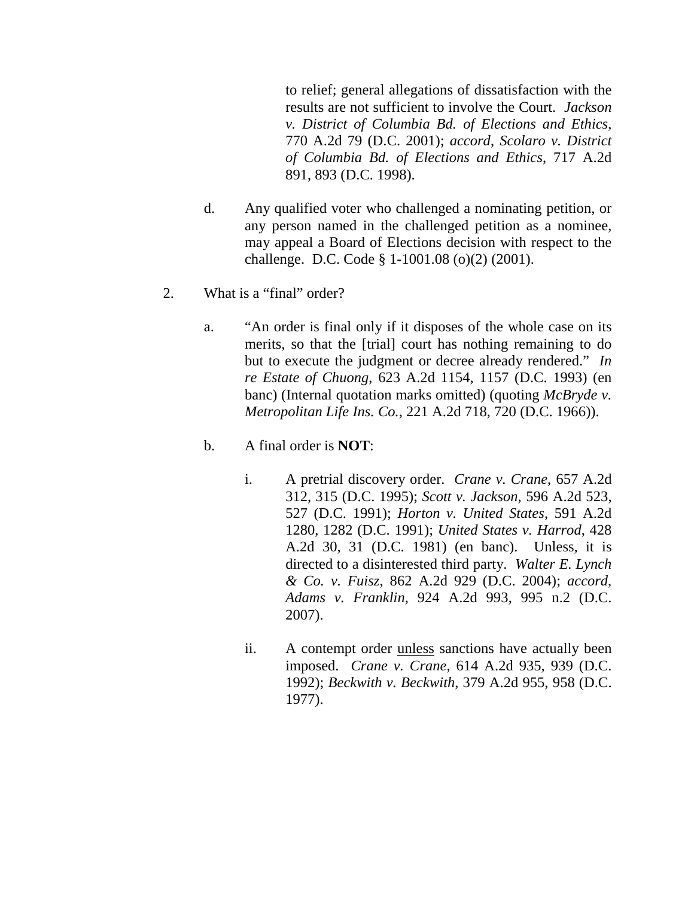to relief; general allegations of dissatisfaction with the results are not sufficient to involve the Court. *Jackson v. District of Columbia Bd. of Elections and Ethics*, 770 A.2d 79 (D.C. 2001); *accord*, *Scolaro v. District of Columbia Bd. of Elections and Ethics*, 717 A.2d 891, 893 (D.C. 1998).

d. Any qualified voter who challenged a nominating petition, or any person named in the challenged petition as a nominee, may appeal a Board of Elections decision with respect to the challenge. D.C. Code § 1-1001.08 (o)(2) (2001).

2. What is a "final" order?

   a. "An order is final only if it disposes of the whole case on its merits, so that the [trial] court has nothing remaining to do but to execute the judgment or decree already rendered." *In re Estate of Chuong*, 623 A.2d 1154, 1157 (D.C. 1993) (en banc) (Internal quotation marks omitted) (quoting *McBryde v. Metropolitan Life Ins. Co.*, 221 A.2d 718, 720 (D.C. 1966)).

   b. A final order is **NOT**:

      i. A pretrial discovery order. *Crane v. Crane*, 657 A.2d 312, 315 (D.C. 1995); *Scott v. Jackson*, 596 A.2d 523, 527 (D.C. 1991); *Horton v. United States*, 591 A.2d 1280, 1282 (D.C. 1991); *United States v. Harrod*, 428 A.2d 30, 31 (D.C. 1981) (en banc). Unless, it is directed to a disinterested third party. *Walter E. Lynch & Co. v. Fuisz*, 862 A.2d 929 (D.C. 2004); *accord*, *Adams v. Franklin*, 924 A.2d 993, 995 n.2 (D.C. 2007).

      ii. A contempt order unless sanctions have actually been imposed. *Crane v. Crane*, 614 A.2d 935, 939 (D.C. 1992); *Beckwith v. Beckwith*, 379 A.2d 955, 958 (D.C. 1977).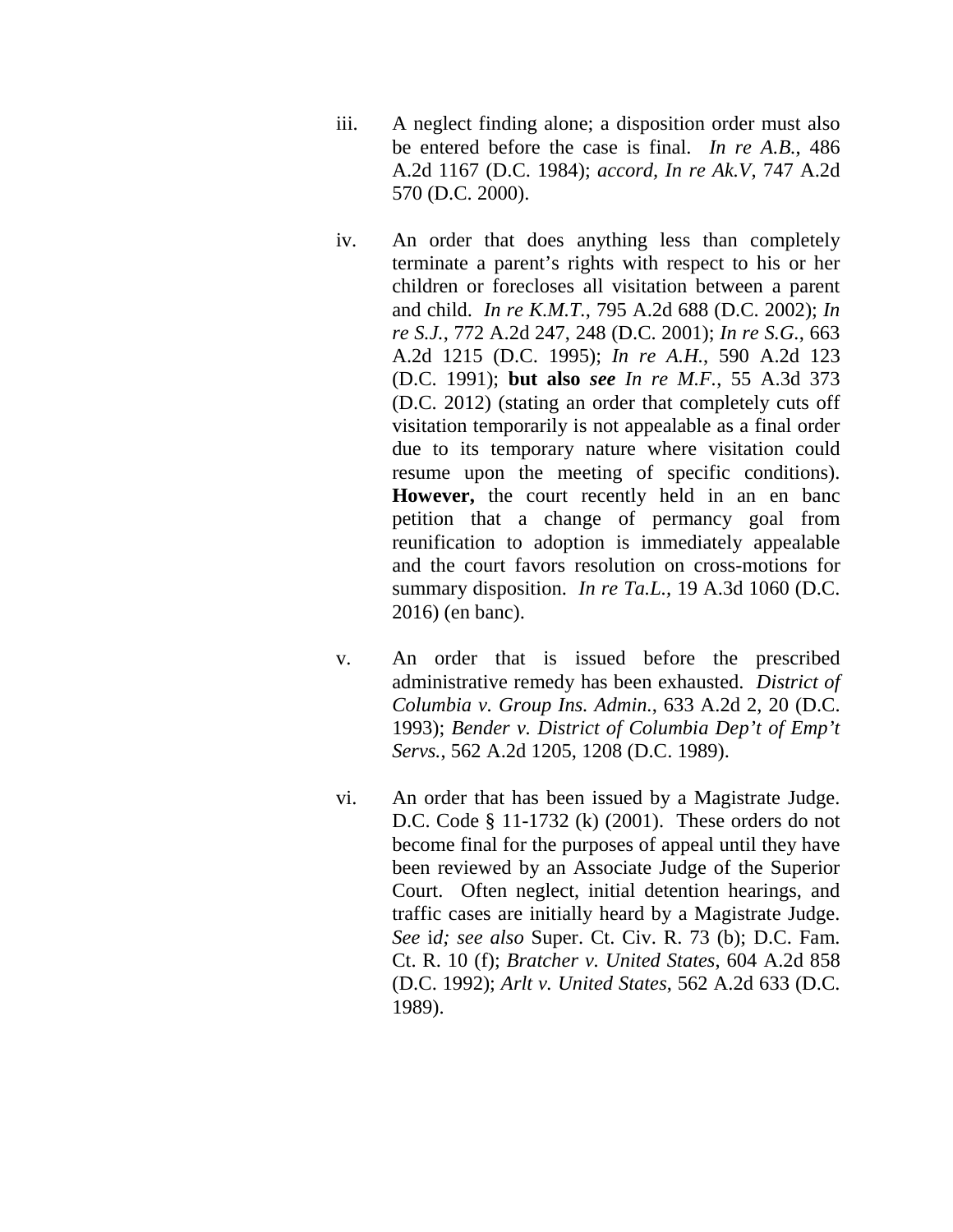iii. A neglect finding alone; a disposition order must also be entered before the case is final. *In re A.B.*, 486 A.2d 1167 (D.C. 1984); *accord, In re Ak.V*, 747 A.2d 570 (D.C. 2000).

iv. An order that does anything less than completely terminate a parent's rights with respect to his or her children or forecloses all visitation between a parent and child. *In re K.M.T.*, 795 A.2d 688 (D.C. 2002); *In re S.J.*, 772 A.2d 247, 248 (D.C. 2001); *In re S.G.*, 663 A.2d 1215 (D.C. 1995); *In re A.H.*, 590 A.2d 123 (D.C. 1991); **but also *see*** *In re M.F.*, 55 A.3d 373 (D.C. 2012) (stating an order that completely cuts off visitation temporarily is not appealable as a final order due to its temporary nature where visitation could resume upon the meeting of specific conditions). **However,** the court recently held in an en banc petition that a change of permancy goal from reunification to adoption is immediately appealable and the court favors resolution on cross-motions for summary disposition. *In re Ta.L.*, 19 A.3d 1060 (D.C. 2016) (en banc).

v. An order that is issued before the prescribed administrative remedy has been exhausted. *District of Columbia v. Group Ins. Admin.*, 633 A.2d 2, 20 (D.C. 1993); *Bender v. District of Columbia Dep't of Emp't Servs.*, 562 A.2d 1205, 1208 (D.C. 1989).

vi. An order that has been issued by a Magistrate Judge. D.C. Code § 11-1732 (k) (2001). These orders do not become final for the purposes of appeal until they have been reviewed by an Associate Judge of the Superior Court. Often neglect, initial detention hearings, and traffic cases are initially heard by a Magistrate Judge. *See* i*d; see also* Super. Ct. Civ. R. 73 (b); D.C. Fam. Ct. R. 10 (f); *Bratcher v. United States*, 604 A.2d 858 (D.C. 1992); *Arlt v. United States*, 562 A.2d 633 (D.C. 1989).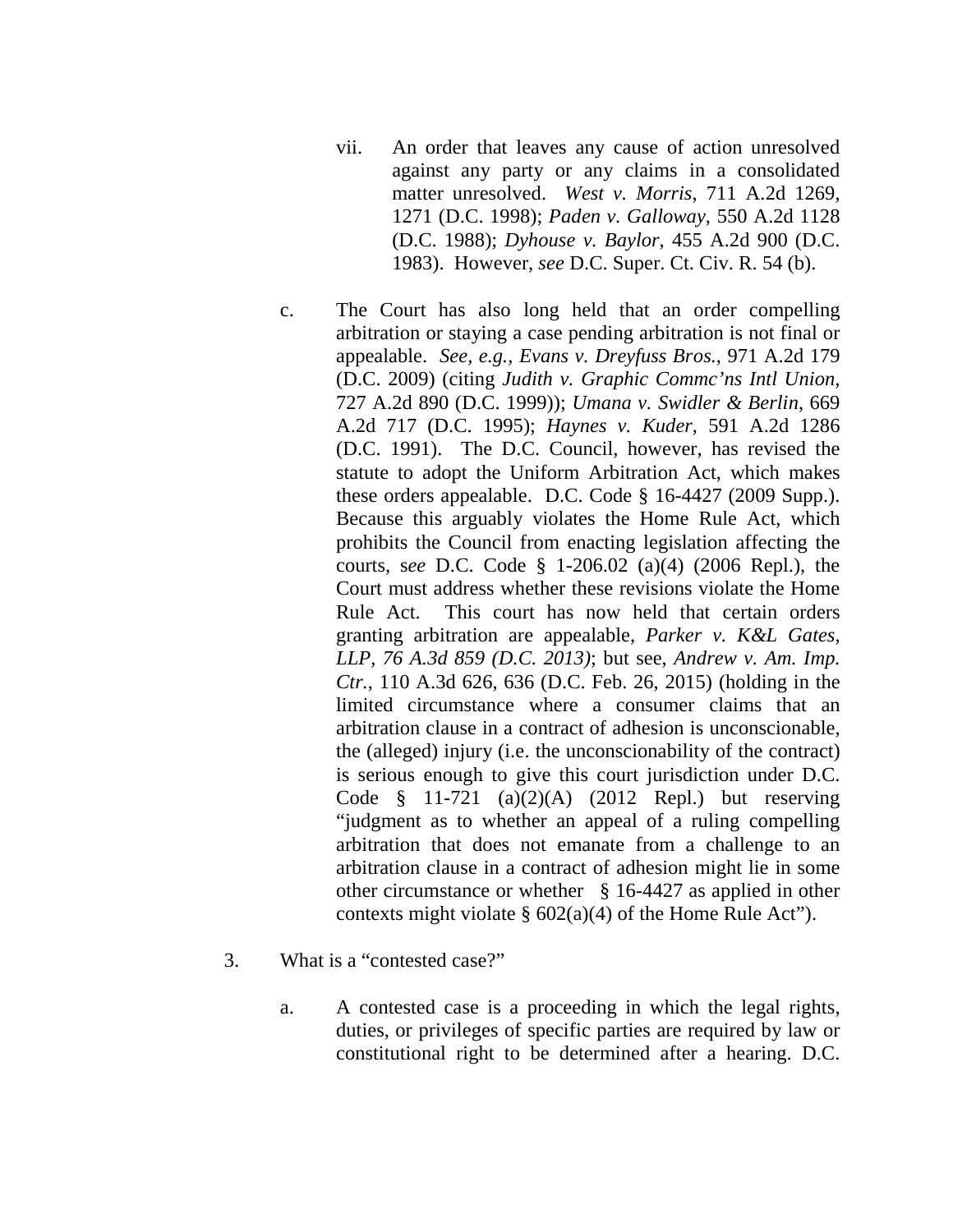vii. An order that leaves any cause of action unresolved against any party or any claims in a consolidated matter unresolved. *West v. Morris*, 711 A.2d 1269, 1271 (D.C. 1998); *Paden v. Galloway*, 550 A.2d 1128 (D.C. 1988); *Dyhouse v. Baylor*, 455 A.2d 900 (D.C. 1983). However, *see* D.C. Super. Ct. Civ. R. 54 (b).

c. The Court has also long held that an order compelling arbitration or staying a case pending arbitration is not final or appealable. *See, e.g., Evans v. Dreyfuss Bros.*, 971 A.2d 179 (D.C. 2009) (citing *Judith v. Graphic Commc'ns Intl Union*, 727 A.2d 890 (D.C. 1999)); *Umana v. Swidler & Berlin*, 669 A.2d 717 (D.C. 1995); *Haynes v. Kuder*, 591 A.2d 1286 (D.C. 1991). The D.C. Council, however, has revised the statute to adopt the Uniform Arbitration Act, which makes these orders appealable. D.C. Code § 16-4427 (2009 Supp.). Because this arguably violates the Home Rule Act, which prohibits the Council from enacting legislation affecting the courts, s*ee* D.C. Code § 1-206.02 (a)(4) (2006 Repl.), the Court must address whether these revisions violate the Home Rule Act. This court has now held that certain orders granting arbitration are appealable, *Parker v. K&L Gates, LLP, 76 A.3d 859 (D.C. 2013)*; but see, *Andrew v. Am. Imp. Ctr.*, 110 A.3d 626, 636 (D.C. Feb. 26, 2015) (holding in the limited circumstance where a consumer claims that an arbitration clause in a contract of adhesion is unconscionable, the (alleged) injury (i.e. the unconscionability of the contract) is serious enough to give this court jurisdiction under D.C. Code § 11-721 (a)(2)(A) (2012 Repl.) but reserving "judgment as to whether an appeal of a ruling compelling arbitration that does not emanate from a challenge to an arbitration clause in a contract of adhesion might lie in some other circumstance or whether § 16-4427 as applied in other contexts might violate § 602(a)(4) of the Home Rule Act").

3. What is a "contested case?"

a. A contested case is a proceeding in which the legal rights, duties, or privileges of specific parties are required by law or constitutional right to be determined after a hearing. D.C.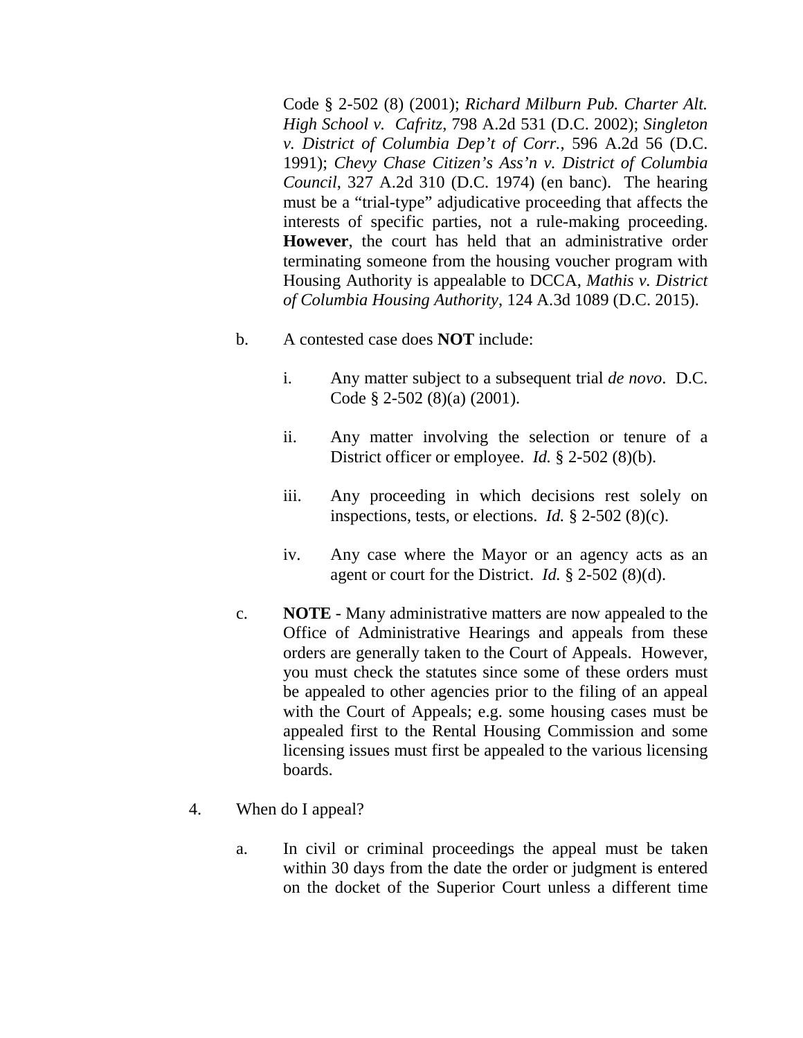Code § 2-502 (8) (2001); *Richard Milburn Pub. Charter Alt. High School v. Cafritz*, 798 A.2d 531 (D.C. 2002); *Singleton v. District of Columbia Dep't of Corr.*, 596 A.2d 56 (D.C. 1991); *Chevy Chase Citizen's Ass'n v. District of Columbia Council*, 327 A.2d 310 (D.C. 1974) (en banc). The hearing must be a "trial-type" adjudicative proceeding that affects the interests of specific parties, not a rule-making proceeding. **However**, the court has held that an administrative order terminating someone from the housing voucher program with Housing Authority is appealable to DCCA, *Mathis v. District of Columbia Housing Authority*, 124 A.3d 1089 (D.C. 2015).

b. A contested case does **NOT** include:

i. Any matter subject to a subsequent trial *de novo*. D.C. Code § 2-502 (8)(a) (2001).

ii. Any matter involving the selection or tenure of a District officer or employee. *Id.* § 2-502 (8)(b).

iii. Any proceeding in which decisions rest solely on inspections, tests, or elections. *Id.* § 2-502 (8)(c).

iv. Any case where the Mayor or an agency acts as an agent or court for the District. *Id.* § 2-502 (8)(d).

c. **NOTE** - Many administrative matters are now appealed to the Office of Administrative Hearings and appeals from these orders are generally taken to the Court of Appeals. However, you must check the statutes since some of these orders must be appealed to other agencies prior to the filing of an appeal with the Court of Appeals; e.g. some housing cases must be appealed first to the Rental Housing Commission and some licensing issues must first be appealed to the various licensing boards.

4. When do I appeal?

a. In civil or criminal proceedings the appeal must be taken within 30 days from the date the order or judgment is entered on the docket of the Superior Court unless a different time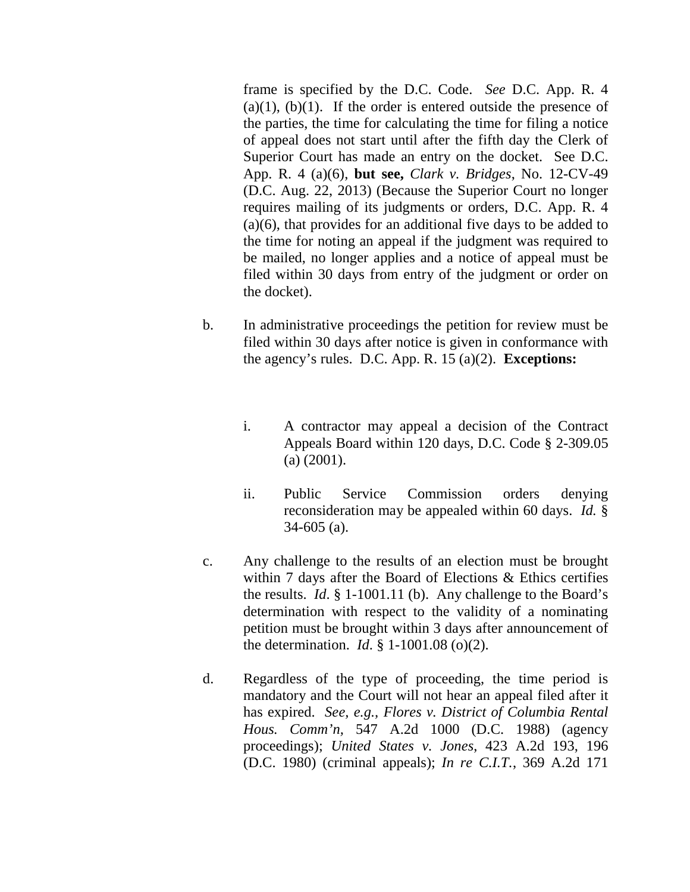frame is specified by the D.C. Code. *See* D.C. App. R. 4 (a)(1), (b)(1). If the order is entered outside the presence of the parties, the time for calculating the time for filing a notice of appeal does not start until after the fifth day the Clerk of Superior Court has made an entry on the docket. See D.C. App. R. 4 (a)(6), **but see,** *Clark v. Bridges*, No. 12-CV-49 (D.C. Aug. 22, 2013) (Because the Superior Court no longer requires mailing of its judgments or orders, D.C. App. R. 4 (a)(6), that provides for an additional five days to be added to the time for noting an appeal if the judgment was required to be mailed, no longer applies and a notice of appeal must be filed within 30 days from entry of the judgment or order on the docket).

b. In administrative proceedings the petition for review must be filed within 30 days after notice is given in conformance with the agency's rules. D.C. App. R. 15 (a)(2). **Exceptions:**

   i. A contractor may appeal a decision of the Contract Appeals Board within 120 days, D.C. Code § 2-309.05 (a) (2001).

   ii. Public Service Commission orders denying reconsideration may be appealed within 60 days. *Id.* § 34-605 (a).

c. Any challenge to the results of an election must be brought within 7 days after the Board of Elections & Ethics certifies the results. *Id*. § 1-1001.11 (b). Any challenge to the Board's determination with respect to the validity of a nominating petition must be brought within 3 days after announcement of the determination. *Id*. § 1-1001.08 (o)(2).

d. Regardless of the type of proceeding, the time period is mandatory and the Court will not hear an appeal filed after it has expired. *See, e.g., Flores v. District of Columbia Rental Hous. Comm'n*, 547 A.2d 1000 (D.C. 1988) (agency proceedings); *United States v. Jones*, 423 A.2d 193, 196 (D.C. 1980) (criminal appeals); *In re C.I.T.*, 369 A.2d 171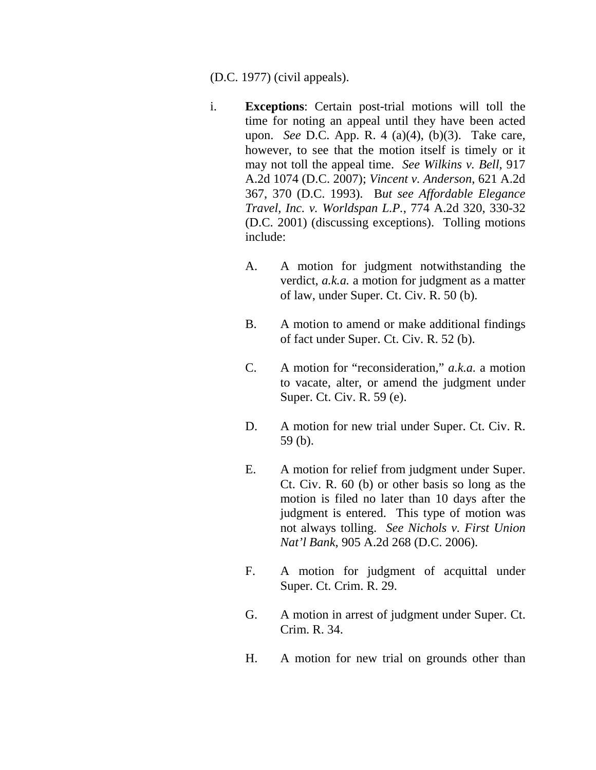(D.C. 1977) (civil appeals).

i. **Exceptions**: Certain post-trial motions will toll the time for noting an appeal until they have been acted upon. *See* D.C. App. R. 4 (a)(4), (b)(3). Take care, however, to see that the motion itself is timely or it may not toll the appeal time. *See Wilkins v. Bell*, 917 A.2d 1074 (D.C. 2007); *Vincent v. Anderson*, 621 A.2d 367, 370 (D.C. 1993). B*ut see Affordable Elegance Travel, Inc. v. Worldspan L.P.*, 774 A.2d 320, 330-32 (D.C. 2001) (discussing exceptions). Tolling motions include:

   A. A motion for judgment notwithstanding the verdict, *a.k.a.* a motion for judgment as a matter of law, under Super. Ct. Civ. R. 50 (b).

   B. A motion to amend or make additional findings of fact under Super. Ct. Civ. R. 52 (b).

   C. A motion for "reconsideration," *a.k.a.* a motion to vacate, alter, or amend the judgment under Super. Ct. Civ. R. 59 (e).

   D. A motion for new trial under Super. Ct. Civ. R. 59 (b).

   E. A motion for relief from judgment under Super. Ct. Civ. R. 60 (b) or other basis so long as the motion is filed no later than 10 days after the judgment is entered. This type of motion was not always tolling. *See Nichols v. First Union Nat'l Bank*, 905 A.2d 268 (D.C. 2006).

   F. A motion for judgment of acquittal under Super. Ct. Crim. R. 29.

   G. A motion in arrest of judgment under Super. Ct. Crim. R. 34.

   H. A motion for new trial on grounds other than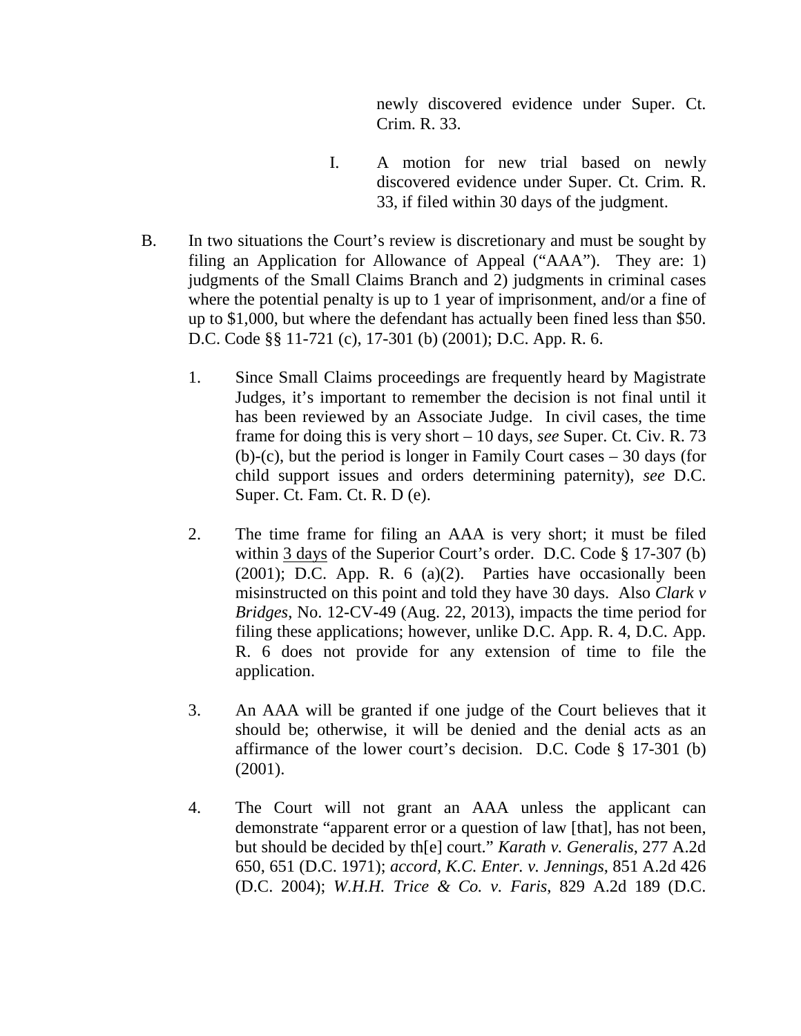newly discovered evidence under Super. Ct. Crim. R. 33.

I. A motion for new trial based on newly discovered evidence under Super. Ct. Crim. R. 33, if filed within 30 days of the judgment.

B. In two situations the Court's review is discretionary and must be sought by filing an Application for Allowance of Appeal ("AAA"). They are: 1) judgments of the Small Claims Branch and 2) judgments in criminal cases where the potential penalty is up to 1 year of imprisonment, and/or a fine of up to $1,000, but where the defendant has actually been fined less than $50. D.C. Code §§ 11-721 (c), 17-301 (b) (2001); D.C. App. R. 6.

1. Since Small Claims proceedings are frequently heard by Magistrate Judges, it's important to remember the decision is not final until it has been reviewed by an Associate Judge. In civil cases, the time frame for doing this is very short – 10 days, *see* Super. Ct. Civ. R. 73 (b)-(c), but the period is longer in Family Court cases – 30 days (for child support issues and orders determining paternity), *see* D.C. Super. Ct. Fam. Ct. R. D (e).

2. The time frame for filing an AAA is very short; it must be filed within <u>3 days</u> of the Superior Court's order. D.C. Code § 17-307 (b) (2001); D.C. App. R. 6 (a)(2). Parties have occasionally been misinstructed on this point and told they have 30 days. Also *Clark v Bridges*, No. 12-CV-49 (Aug. 22, 2013), impacts the time period for filing these applications; however, unlike D.C. App. R. 4, D.C. App. R. 6 does not provide for any extension of time to file the application.

3. An AAA will be granted if one judge of the Court believes that it should be; otherwise, it will be denied and the denial acts as an affirmance of the lower court's decision. D.C. Code § 17-301 (b) (2001).

4. The Court will not grant an AAA unless the applicant can demonstrate "apparent error or a question of law [that], has not been, but should be decided by th[e] court." *Karath v. Generalis*, 277 A.2d 650, 651 (D.C. 1971); *accord*, *K.C. Enter. v. Jennings*, 851 A.2d 426 (D.C. 2004); *W.H.H. Trice & Co. v. Faris*, 829 A.2d 189 (D.C.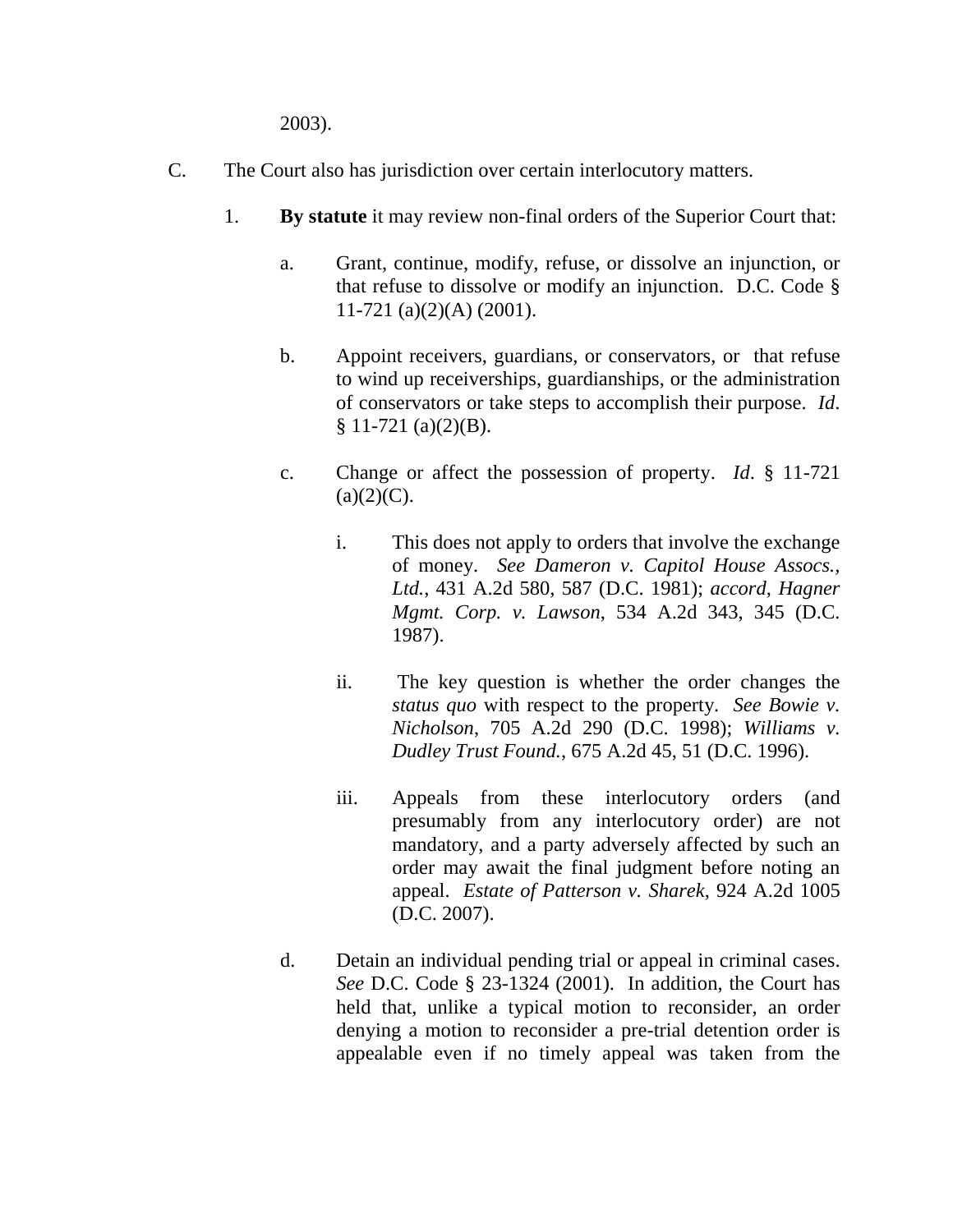2003).

C. The Court also has jurisdiction over certain interlocutory matters.

1. **By statute** it may review non-final orders of the Superior Court that:

   a. Grant, continue, modify, refuse, or dissolve an injunction, or that refuse to dissolve or modify an injunction. D.C. Code § 11-721 (a)(2)(A) (2001).

   b. Appoint receivers, guardians, or conservators, or that refuse to wind up receiverships, guardianships, or the administration of conservators or take steps to accomplish their purpose. *Id*. § 11-721 (a)(2)(B).

   c. Change or affect the possession of property. *Id*. § 11-721 (a)(2)(C).

      i. This does not apply to orders that involve the exchange of money. *See Dameron v. Capitol House Assocs., Ltd.*, 431 A.2d 580, 587 (D.C. 1981); *accord, Hagner Mgmt. Corp. v. Lawson*, 534 A.2d 343, 345 (D.C. 1987).

      ii. The key question is whether the order changes the *status quo* with respect to the property. *See Bowie v. Nicholson*, 705 A.2d 290 (D.C. 1998); *Williams v. Dudley Trust Found.*, 675 A.2d 45, 51 (D.C. 1996).

      iii. Appeals from these interlocutory orders (and presumably from any interlocutory order) are not mandatory, and a party adversely affected by such an order may await the final judgment before noting an appeal. *Estate of Patterson v. Sharek*, 924 A.2d 1005 (D.C. 2007).

   d. Detain an individual pending trial or appeal in criminal cases. *See* D.C. Code § 23-1324 (2001). In addition, the Court has held that, unlike a typical motion to reconsider, an order denying a motion to reconsider a pre-trial detention order is appealable even if no timely appeal was taken from the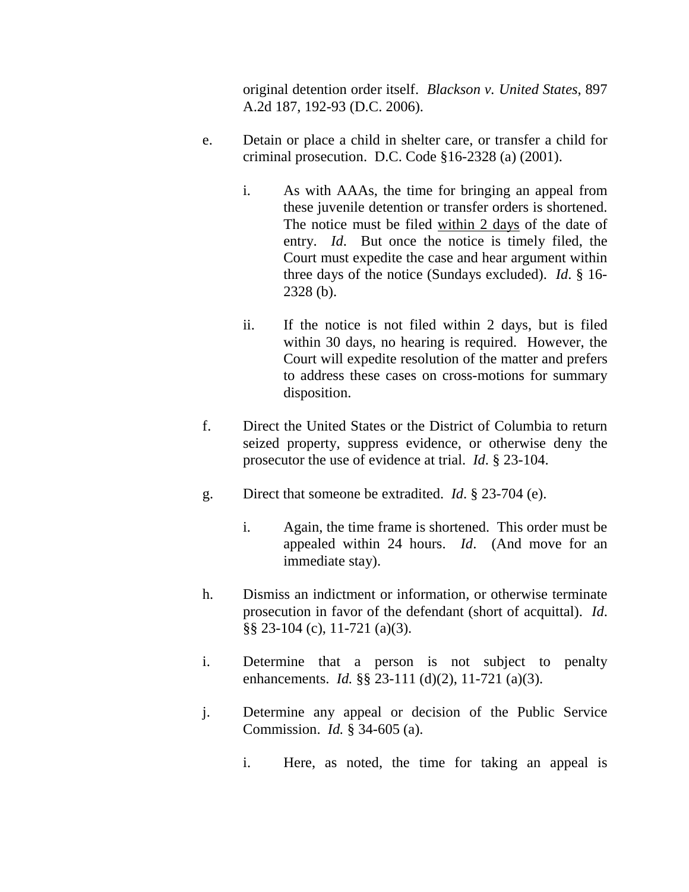original detention order itself. *Blackson v. United States*, 897 A.2d 187, 192-93 (D.C. 2006).

e. Detain or place a child in shelter care, or transfer a child for criminal prosecution. D.C. Code §16-2328 (a) (2001).

   i. As with AAAs, the time for bringing an appeal from these juvenile detention or transfer orders is shortened. The notice must be filed <u>within 2 days</u> of the date of entry. *Id*. But once the notice is timely filed, the Court must expedite the case and hear argument within three days of the notice (Sundays excluded). *Id*. § 16-2328 (b).

   ii. If the notice is not filed within 2 days, but is filed within 30 days, no hearing is required. However, the Court will expedite resolution of the matter and prefers to address these cases on cross-motions for summary disposition.

f. Direct the United States or the District of Columbia to return seized property, suppress evidence, or otherwise deny the prosecutor the use of evidence at trial. *Id*. § 23-104.

g. Direct that someone be extradited. *Id*. § 23-704 (e).

   i. Again, the time frame is shortened. This order must be appealed within 24 hours. *Id*. (And move for an immediate stay).

h. Dismiss an indictment or information, or otherwise terminate prosecution in favor of the defendant (short of acquittal). *Id*. §§ 23-104 (c), 11-721 (a)(3).

i. Determine that a person is not subject to penalty enhancements. *Id.* §§ 23-111 (d)(2), 11-721 (a)(3).

j. Determine any appeal or decision of the Public Service Commission. *Id.* § 34-605 (a).

   i. Here, as noted, the time for taking an appeal is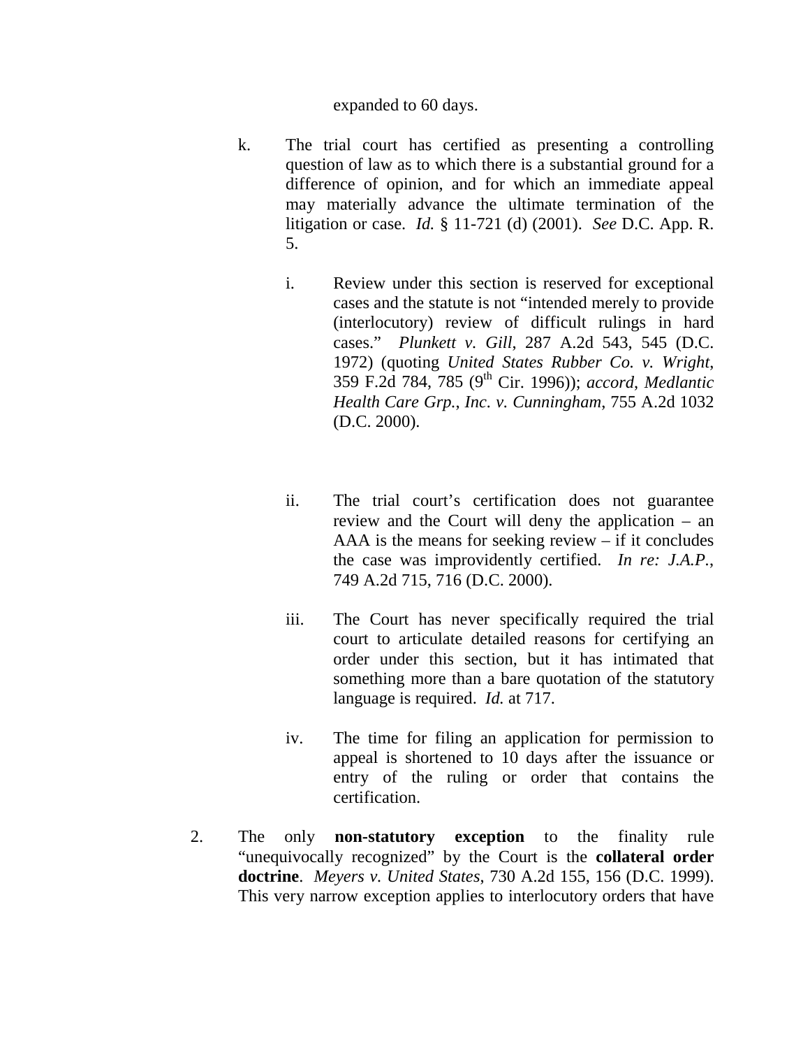expanded to 60 days.

k. The trial court has certified as presenting a controlling question of law as to which there is a substantial ground for a difference of opinion, and for which an immediate appeal may materially advance the ultimate termination of the litigation or case. *Id.* § 11-721 (d) (2001). *See* D.C. App. R. 5.

   i. Review under this section is reserved for exceptional cases and the statute is not "intended merely to provide (interlocutory) review of difficult rulings in hard cases." *Plunkett v. Gill*, 287 A.2d 543, 545 (D.C. 1972) (quoting *United States Rubber Co. v. Wright*, 359 F.2d 784, 785 (9th Cir. 1996)); *accord*, *Medlantic Health Care Grp., Inc. v. Cunningham*, 755 A.2d 1032 (D.C. 2000).

   ii. The trial court's certification does not guarantee review and the Court will deny the application – an AAA is the means for seeking review – if it concludes the case was improvidently certified. *In re: J.A.P.*, 749 A.2d 715, 716 (D.C. 2000).

   iii. The Court has never specifically required the trial court to articulate detailed reasons for certifying an order under this section, but it has intimated that something more than a bare quotation of the statutory language is required. *Id.* at 717.

   iv. The time for filing an application for permission to appeal is shortened to 10 days after the issuance or entry of the ruling or order that contains the certification.

2. The only **non-statutory exception** to the finality rule "unequivocally recognized" by the Court is the **collateral order doctrine**. *Meyers v. United States*, 730 A.2d 155, 156 (D.C. 1999). This very narrow exception applies to interlocutory orders that have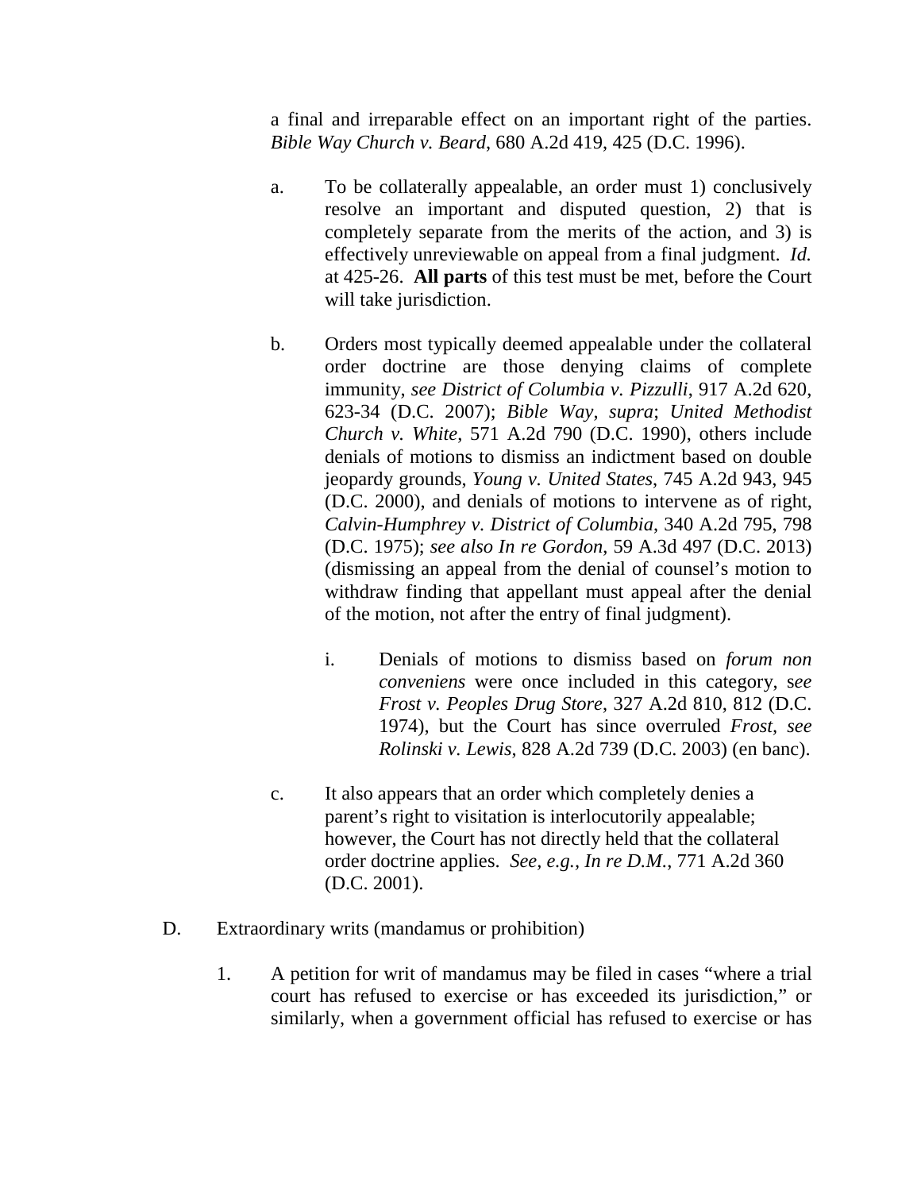a final and irreparable effect on an important right of the parties. *Bible Way Church v. Beard*, 680 A.2d 419, 425 (D.C. 1996).

a. To be collaterally appealable, an order must 1) conclusively resolve an important and disputed question, 2) that is completely separate from the merits of the action, and 3) is effectively unreviewable on appeal from a final judgment. *Id.* at 425-26. **All parts** of this test must be met, before the Court will take jurisdiction.

b. Orders most typically deemed appealable under the collateral order doctrine are those denying claims of complete immunity, *see District of Columbia v. Pizzulli*, 917 A.2d 620, 623-34 (D.C. 2007); *Bible Way*, *supra*; *United Methodist Church v. White*, 571 A.2d 790 (D.C. 1990), others include denials of motions to dismiss an indictment based on double jeopardy grounds, *Young v. United States*, 745 A.2d 943, 945 (D.C. 2000), and denials of motions to intervene as of right, *Calvin-Humphrey v. District of Columbia*, 340 A.2d 795, 798 (D.C. 1975); *see also In re Gordon*, 59 A.3d 497 (D.C. 2013) (dismissing an appeal from the denial of counsel's motion to withdraw finding that appellant must appeal after the denial of the motion, not after the entry of final judgment).

   i. Denials of motions to dismiss based on *forum non conveniens* were once included in this category, *see Frost v. Peoples Drug Store*, 327 A.2d 810, 812 (D.C. 1974), but the Court has since overruled *Frost*, *see Rolinski v. Lewis*, 828 A.2d 739 (D.C. 2003) (en banc).

c. It also appears that an order which completely denies a parent's right to visitation is interlocutorily appealable; however, the Court has not directly held that the collateral order doctrine applies. *See, e.g., In re D.M.*, 771 A.2d 360 (D.C. 2001).

D. Extraordinary writs (mandamus or prohibition)

1. A petition for writ of mandamus may be filed in cases "where a trial court has refused to exercise or has exceeded its jurisdiction," or similarly, when a government official has refused to exercise or has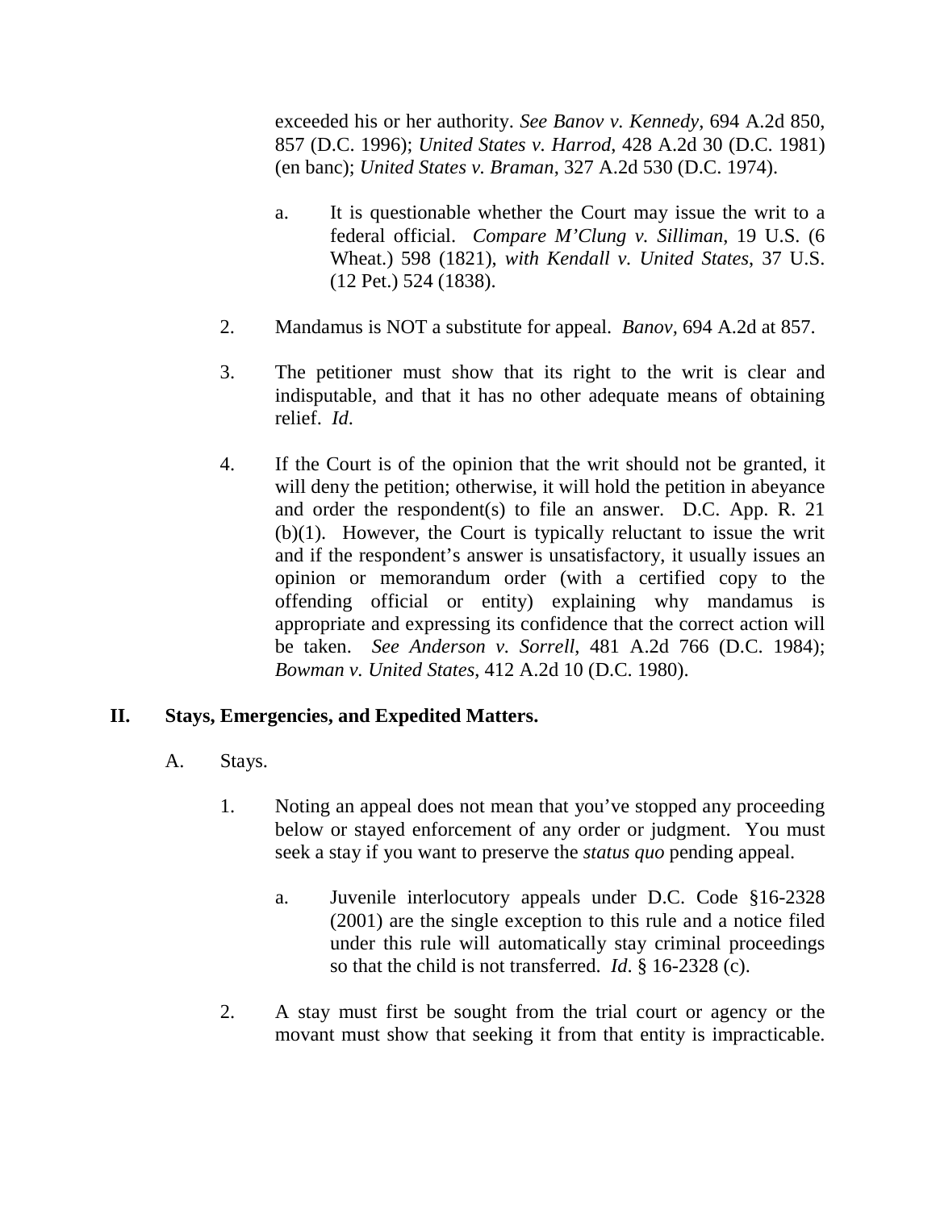exceeded his or her authority. *See Banov v. Kennedy*, 694 A.2d 850, 857 (D.C. 1996); *United States v. Harrod*, 428 A.2d 30 (D.C. 1981) (en banc); *United States v. Braman*, 327 A.2d 530 (D.C. 1974).

   a. It is questionable whether the Court may issue the writ to a federal official. *Compare M'Clung v. Silliman*, 19 U.S. (6 Wheat.) 598 (1821), *with Kendall v. United States*, 37 U.S. (12 Pet.) 524 (1838).

2. Mandamus is NOT a substitute for appeal. *Banov*, 694 A.2d at 857.

3. The petitioner must show that its right to the writ is clear and indisputable, and that it has no other adequate means of obtaining relief. *Id*.

4. If the Court is of the opinion that the writ should not be granted, it will deny the petition; otherwise, it will hold the petition in abeyance and order the respondent(s) to file an answer. D.C. App. R. 21 (b)(1). However, the Court is typically reluctant to issue the writ and if the respondent's answer is unsatisfactory, it usually issues an opinion or memorandum order (with a certified copy to the offending official or entity) explaining why mandamus is appropriate and expressing its confidence that the correct action will be taken. *See Anderson v. Sorrell*, 481 A.2d 766 (D.C. 1984); *Bowman v. United States*, 412 A.2d 10 (D.C. 1980).

## II. Stays, Emergencies, and Expedited Matters.

### A. Stays.

1. Noting an appeal does not mean that you've stopped any proceeding below or stayed enforcement of any order or judgment. You must seek a stay if you want to preserve the *status quo* pending appeal.

   a. Juvenile interlocutory appeals under D.C. Code §16-2328 (2001) are the single exception to this rule and a notice filed under this rule will automatically stay criminal proceedings so that the child is not transferred. *Id*. § 16-2328 (c).

2. A stay must first be sought from the trial court or agency or the movant must show that seeking it from that entity is impracticable.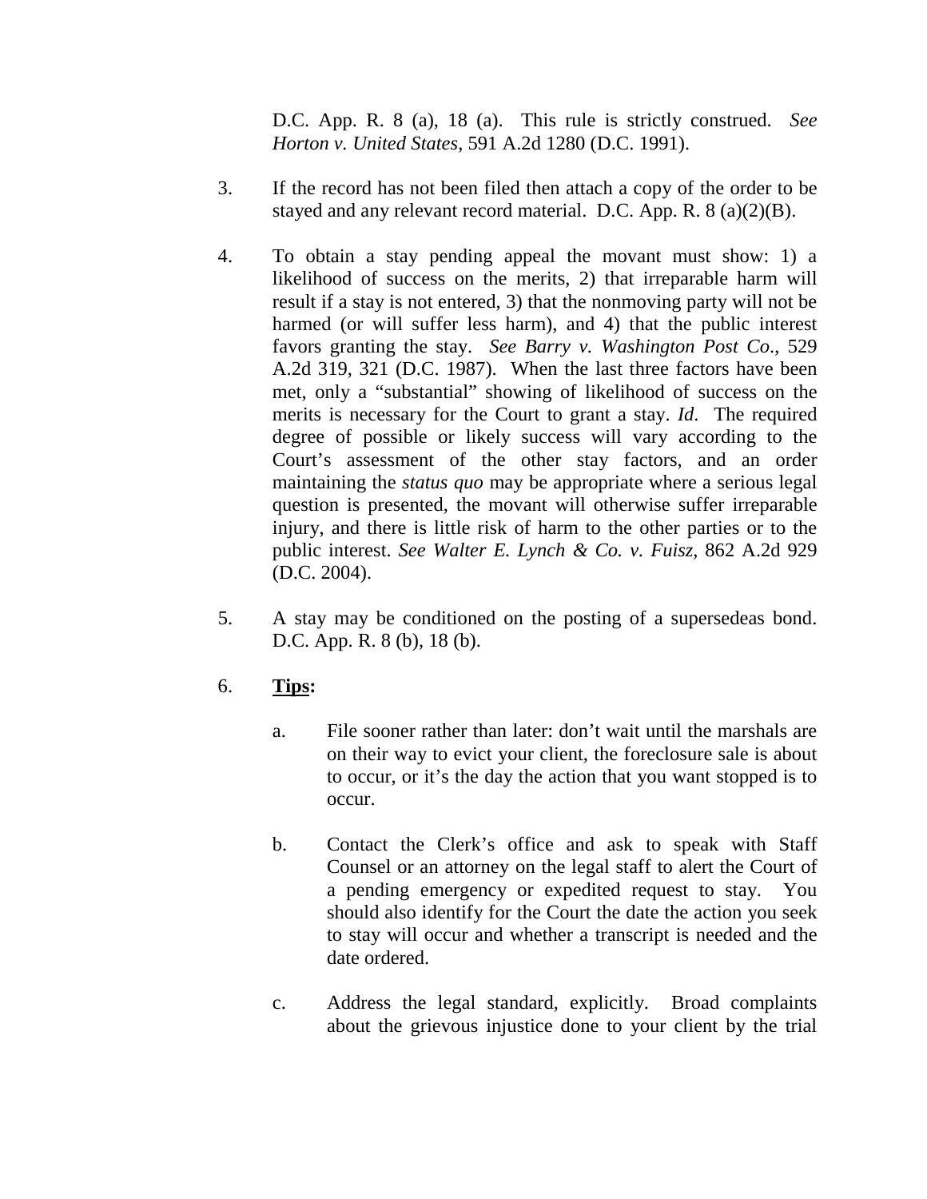D.C. App. R. 8 (a), 18 (a). This rule is strictly construed. *See Horton v. United States*, 591 A.2d 1280 (D.C. 1991).

3. If the record has not been filed then attach a copy of the order to be stayed and any relevant record material. D.C. App. R. 8 (a)(2)(B).

4. To obtain a stay pending appeal the movant must show: 1) a likelihood of success on the merits, 2) that irreparable harm will result if a stay is not entered, 3) that the nonmoving party will not be harmed (or will suffer less harm), and 4) that the public interest favors granting the stay. *See Barry v. Washington Post Co*., 529 A.2d 319, 321 (D.C. 1987). When the last three factors have been met, only a "substantial" showing of likelihood of success on the merits is necessary for the Court to grant a stay. *Id*. The required degree of possible or likely success will vary according to the Court's assessment of the other stay factors, and an order maintaining the *status quo* may be appropriate where a serious legal question is presented, the movant will otherwise suffer irreparable injury, and there is little risk of harm to the other parties or to the public interest. *See Walter E. Lynch & Co. v. Fuisz*, 862 A.2d 929 (D.C. 2004).

5. A stay may be conditioned on the posting of a supersedeas bond. D.C. App. R. 8 (b), 18 (b).

6. **Tips:**

   a. File sooner rather than later: don't wait until the marshals are on their way to evict your client, the foreclosure sale is about to occur, or it's the day the action that you want stopped is to occur.

   b. Contact the Clerk's office and ask to speak with Staff Counsel or an attorney on the legal staff to alert the Court of a pending emergency or expedited request to stay. You should also identify for the Court the date the action you seek to stay will occur and whether a transcript is needed and the date ordered.

   c. Address the legal standard, explicitly. Broad complaints about the grievous injustice done to your client by the trial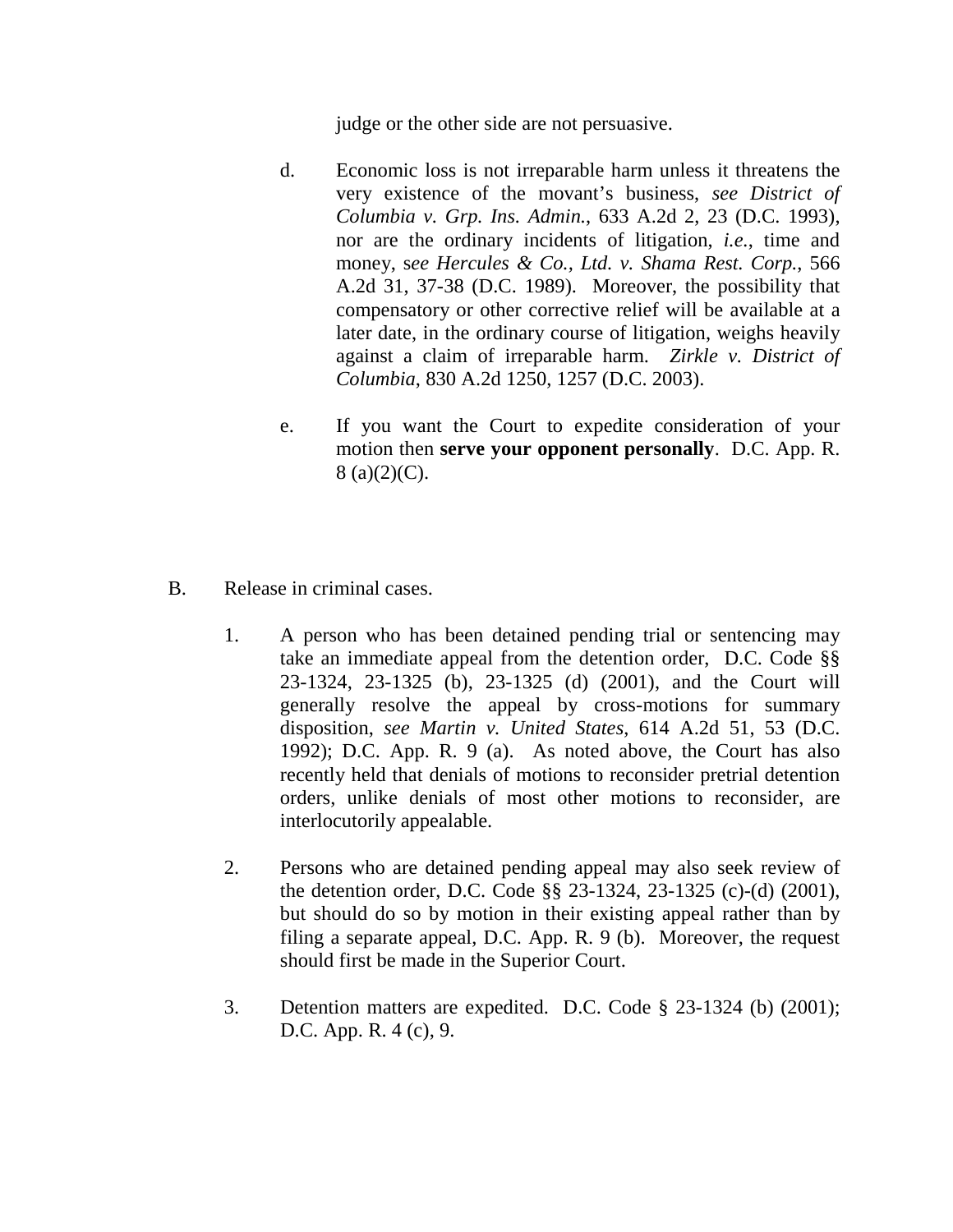judge or the other side are not persuasive.

d. Economic loss is not irreparable harm unless it threatens the very existence of the movant's business, *see District of Columbia v. Grp. Ins. Admin.*, 633 A.2d 2, 23 (D.C. 1993), nor are the ordinary incidents of litigation, *i.e.*, time and money, s*ee Hercules & Co., Ltd. v. Shama Rest. Corp.*, 566 A.2d 31, 37-38 (D.C. 1989). Moreover, the possibility that compensatory or other corrective relief will be available at a later date, in the ordinary course of litigation, weighs heavily against a claim of irreparable harm. *Zirkle v. District of Columbia*, 830 A.2d 1250, 1257 (D.C. 2003).

e. If you want the Court to expedite consideration of your motion then **serve your opponent personally**. D.C. App. R. 8 (a)(2)(C).

B. Release in criminal cases.

1. A person who has been detained pending trial or sentencing may take an immediate appeal from the detention order, D.C. Code §§ 23-1324, 23-1325 (b), 23-1325 (d) (2001), and the Court will generally resolve the appeal by cross-motions for summary disposition, *see Martin v. United States*, 614 A.2d 51, 53 (D.C. 1992); D.C. App. R. 9 (a). As noted above, the Court has also recently held that denials of motions to reconsider pretrial detention orders, unlike denials of most other motions to reconsider, are interlocutorily appealable.

2. Persons who are detained pending appeal may also seek review of the detention order, D.C. Code §§ 23-1324, 23-1325 (c)-(d) (2001), but should do so by motion in their existing appeal rather than by filing a separate appeal, D.C. App. R. 9 (b). Moreover, the request should first be made in the Superior Court.

3. Detention matters are expedited. D.C. Code § 23-1324 (b) (2001); D.C. App. R. 4 (c), 9.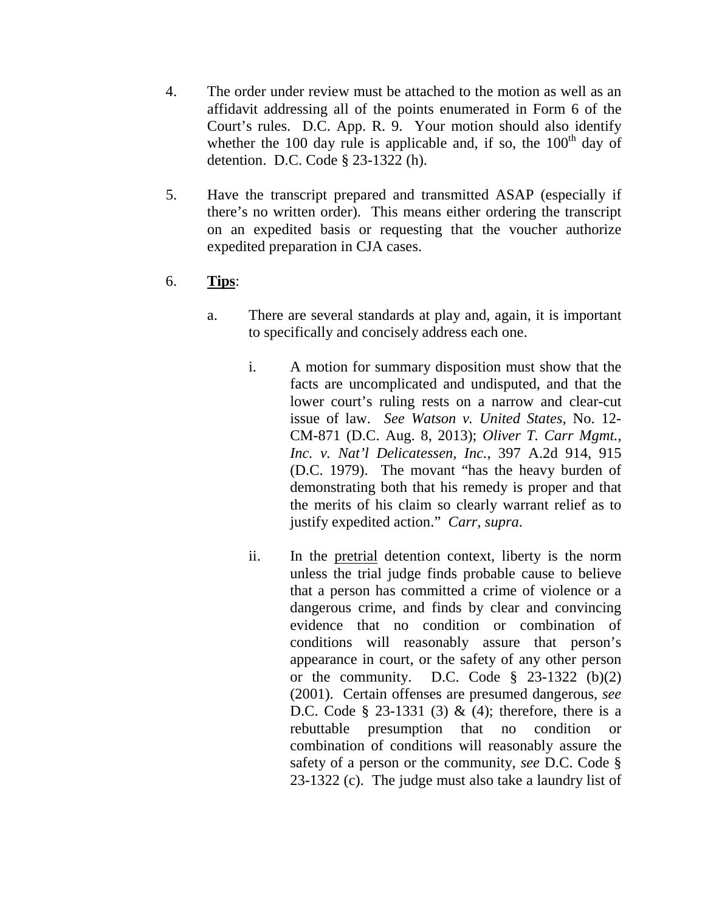4. The order under review must be attached to the motion as well as an affidavit addressing all of the points enumerated in Form 6 of the Court's rules. D.C. App. R. 9. Your motion should also identify whether the 100 day rule is applicable and, if so, the 100th day of detention. D.C. Code § 23-1322 (h).

5. Have the transcript prepared and transmitted ASAP (especially if there's no written order). This means either ordering the transcript on an expedited basis or requesting that the voucher authorize expedited preparation in CJA cases.

6. **Tips**:

   a. There are several standards at play and, again, it is important to specifically and concisely address each one.

      i. A motion for summary disposition must show that the facts are uncomplicated and undisputed, and that the lower court's ruling rests on a narrow and clear-cut issue of law. *See Watson v. United States*, No. 12-CM-871 (D.C. Aug. 8, 2013); *Oliver T. Carr Mgmt., Inc. v. Nat'l Delicatessen, Inc.*, 397 A.2d 914, 915 (D.C. 1979). The movant "has the heavy burden of demonstrating both that his remedy is proper and that the merits of his claim so clearly warrant relief as to justify expedited action." *Carr, supra*.

      ii. In the <u>pretrial</u> detention context, liberty is the norm unless the trial judge finds probable cause to believe that a person has committed a crime of violence or a dangerous crime, and finds by clear and convincing evidence that no condition or combination of conditions will reasonably assure that person's appearance in court, or the safety of any other person or the community. D.C. Code § 23-1322 (b)(2) (2001). Certain offenses are presumed dangerous, *see* D.C. Code § 23-1331 (3) & (4); therefore, there is a rebuttable presumption that no condition or combination of conditions will reasonably assure the safety of a person or the community, *see* D.C. Code § 23-1322 (c). The judge must also take a laundry list of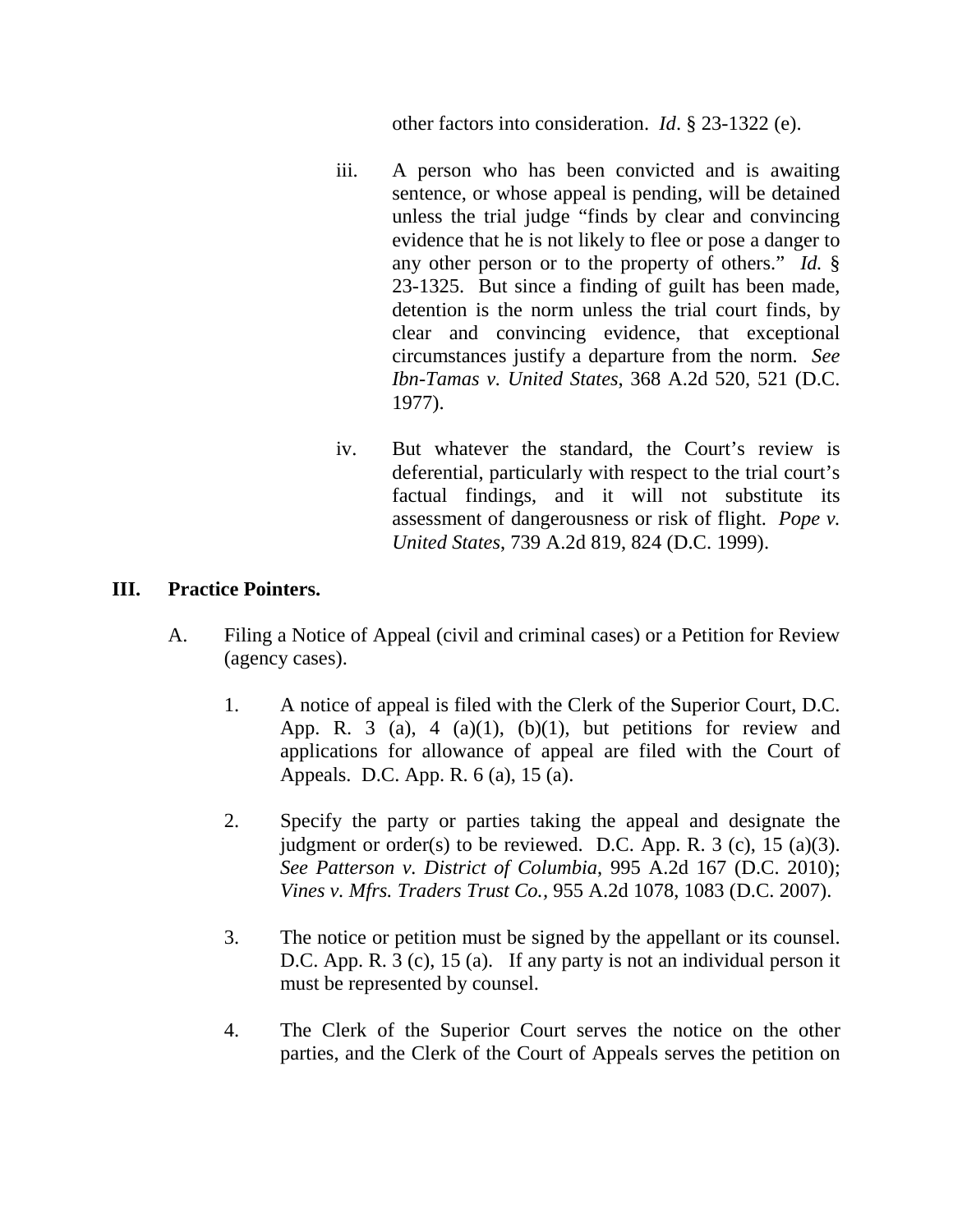other factors into consideration. *Id*. § 23-1322 (e).

iii. A person who has been convicted and is awaiting sentence, or whose appeal is pending, will be detained unless the trial judge "finds by clear and convincing evidence that he is not likely to flee or pose a danger to any other person or to the property of others." *Id.* § 23-1325. But since a finding of guilt has been made, detention is the norm unless the trial court finds, by clear and convincing evidence, that exceptional circumstances justify a departure from the norm. *See Ibn-Tamas v. United States*, 368 A.2d 520, 521 (D.C. 1977).

iv. But whatever the standard, the Court's review is deferential, particularly with respect to the trial court's factual findings, and it will not substitute its assessment of dangerousness or risk of flight. *Pope v. United States*, 739 A.2d 819, 824 (D.C. 1999).

## III. Practice Pointers.

A. Filing a Notice of Appeal (civil and criminal cases) or a Petition for Review (agency cases).

1. A notice of appeal is filed with the Clerk of the Superior Court, D.C. App. R. 3 (a), 4 (a)(1), (b)(1), but petitions for review and applications for allowance of appeal are filed with the Court of Appeals. D.C. App. R. 6 (a), 15 (a).

2. Specify the party or parties taking the appeal and designate the judgment or order(s) to be reviewed. D.C. App. R. 3 (c), 15 (a)(3). *See Patterson v. District of Columbia*, 995 A.2d 167 (D.C. 2010); *Vines v. Mfrs. Traders Trust Co.*, 955 A.2d 1078, 1083 (D.C. 2007).

3. The notice or petition must be signed by the appellant or its counsel. D.C. App. R. 3 (c), 15 (a). If any party is not an individual person it must be represented by counsel.

4. The Clerk of the Superior Court serves the notice on the other parties, and the Clerk of the Court of Appeals serves the petition on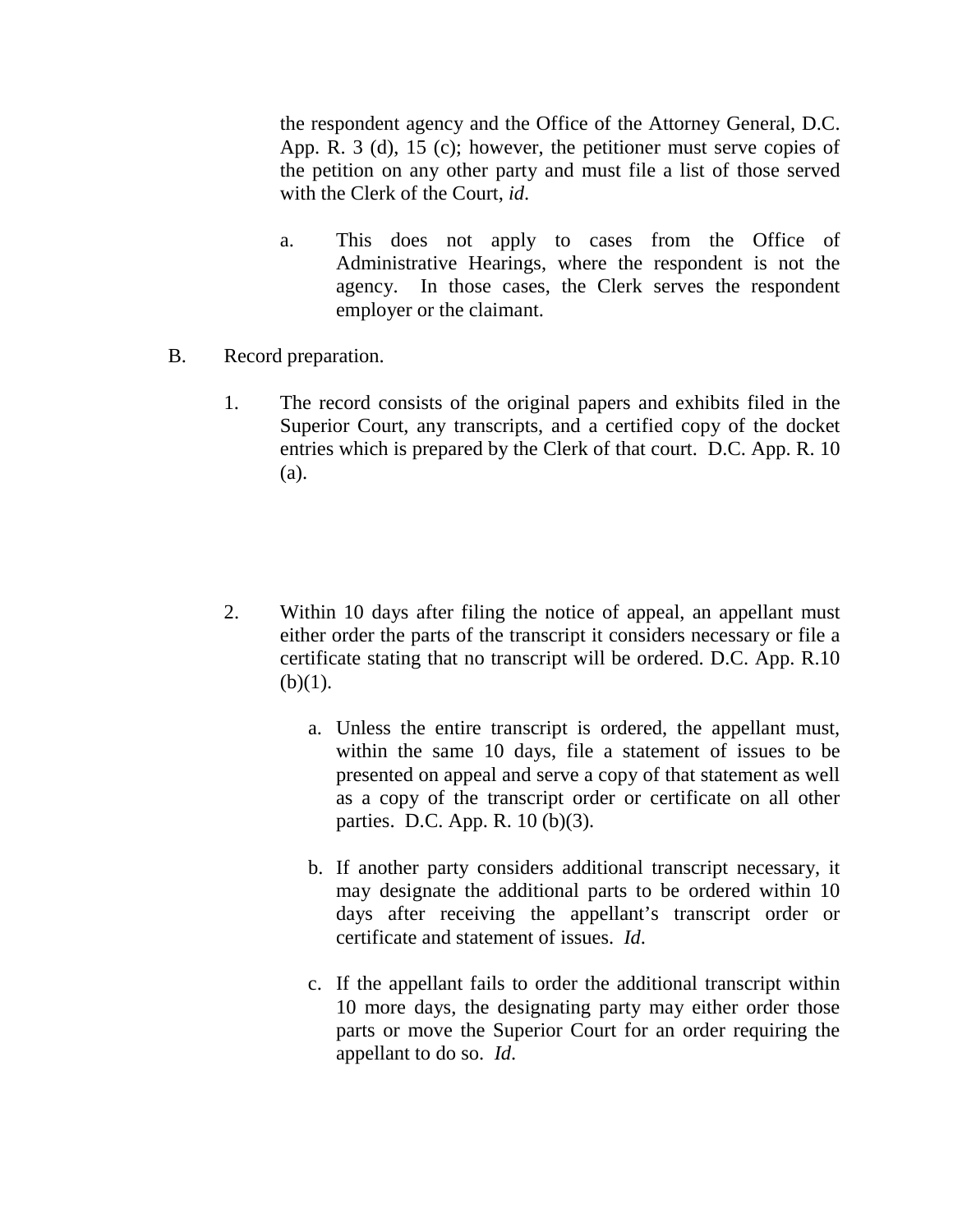the respondent agency and the Office of the Attorney General, D.C. App. R. 3 (d), 15 (c); however, the petitioner must serve copies of the petition on any other party and must file a list of those served with the Clerk of the Court, *id*.

a. This does not apply to cases from the Office of Administrative Hearings, where the respondent is not the agency. In those cases, the Clerk serves the respondent employer or the claimant.

B. Record preparation.

1. The record consists of the original papers and exhibits filed in the Superior Court, any transcripts, and a certified copy of the docket entries which is prepared by the Clerk of that court. D.C. App. R. 10 (a).

2. Within 10 days after filing the notice of appeal, an appellant must either order the parts of the transcript it considers necessary or file a certificate stating that no transcript will be ordered. D.C. App. R.10 (b)(1).

   a. Unless the entire transcript is ordered, the appellant must, within the same 10 days, file a statement of issues to be presented on appeal and serve a copy of that statement as well as a copy of the transcript order or certificate on all other parties. D.C. App. R. 10 (b)(3).

   b. If another party considers additional transcript necessary, it may designate the additional parts to be ordered within 10 days after receiving the appellant's transcript order or certificate and statement of issues. *Id*.

   c. If the appellant fails to order the additional transcript within 10 more days, the designating party may either order those parts or move the Superior Court for an order requiring the appellant to do so. *Id*.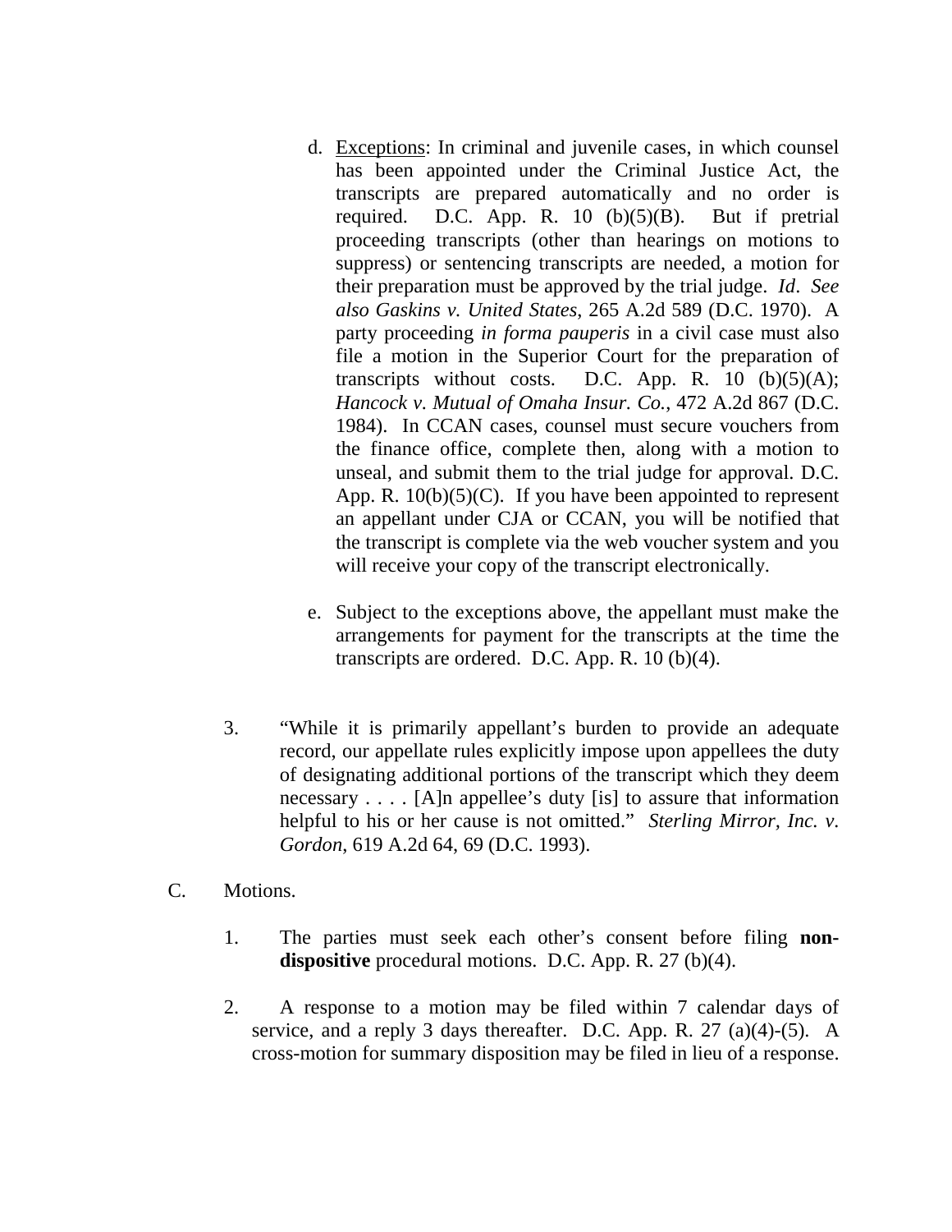d. Exceptions: In criminal and juvenile cases, in which counsel has been appointed under the Criminal Justice Act, the transcripts are prepared automatically and no order is required. D.C. App. R. 10 (b)(5)(B). But if pretrial proceeding transcripts (other than hearings on motions to suppress) or sentencing transcripts are needed, a motion for their preparation must be approved by the trial judge. *Id*. *See also Gaskins v. United States*, 265 A.2d 589 (D.C. 1970). A party proceeding *in forma pauperis* in a civil case must also file a motion in the Superior Court for the preparation of transcripts without costs. D.C. App. R. 10 (b)(5)(A); *Hancock v. Mutual of Omaha Insur. Co.*, 472 A.2d 867 (D.C. 1984). In CCAN cases, counsel must secure vouchers from the finance office, complete then, along with a motion to unseal, and submit them to the trial judge for approval. D.C. App. R. 10(b)(5)(C). If you have been appointed to represent an appellant under CJA or CCAN, you will be notified that the transcript is complete via the web voucher system and you will receive your copy of the transcript electronically.

e. Subject to the exceptions above, the appellant must make the arrangements for payment for the transcripts at the time the transcripts are ordered. D.C. App. R. 10 (b)(4).

3. "While it is primarily appellant's burden to provide an adequate record, our appellate rules explicitly impose upon appellees the duty of designating additional portions of the transcript which they deem necessary . . . . [A]n appellee's duty [is] to assure that information helpful to his or her cause is not omitted." *Sterling Mirror, Inc. v. Gordon*, 619 A.2d 64, 69 (D.C. 1993).

C. Motions.

1. The parties must seek each other's consent before filing **non-dispositive** procedural motions. D.C. App. R. 27 (b)(4).

2. A response to a motion may be filed within 7 calendar days of service, and a reply 3 days thereafter. D.C. App. R. 27 (a)(4)-(5). A cross-motion for summary disposition may be filed in lieu of a response.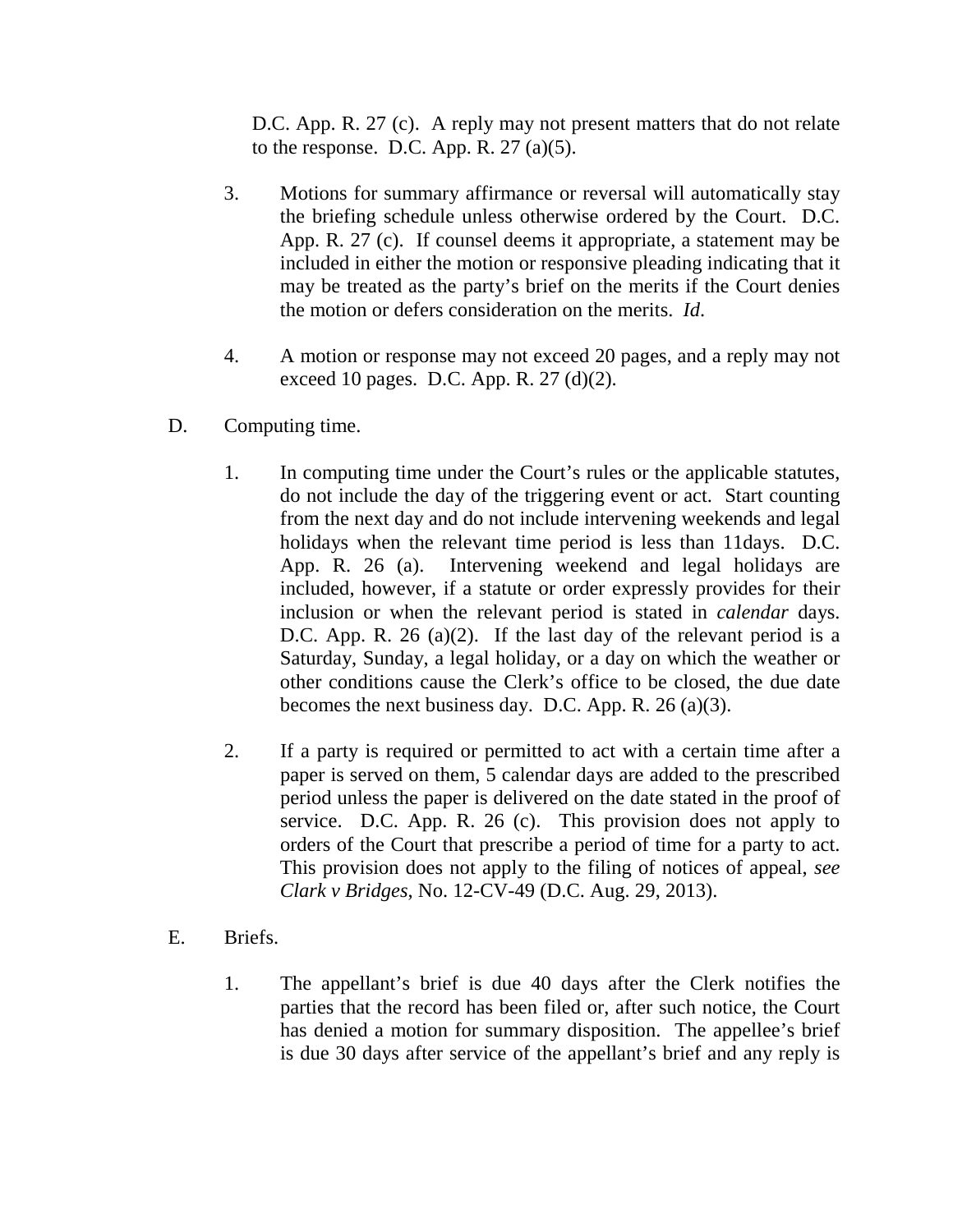D.C. App. R. 27 (c). A reply may not present matters that do not relate to the response. D.C. App. R. 27 (a)(5).

3. Motions for summary affirmance or reversal will automatically stay the briefing schedule unless otherwise ordered by the Court. D.C. App. R. 27 (c). If counsel deems it appropriate, a statement may be included in either the motion or responsive pleading indicating that it may be treated as the party's brief on the merits if the Court denies the motion or defers consideration on the merits. *Id*.

4. A motion or response may not exceed 20 pages, and a reply may not exceed 10 pages. D.C. App. R. 27 (d)(2).

D. Computing time.

1. In computing time under the Court's rules or the applicable statutes, do not include the day of the triggering event or act. Start counting from the next day and do not include intervening weekends and legal holidays when the relevant time period is less than 11days. D.C. App. R. 26 (a). Intervening weekend and legal holidays are included, however, if a statute or order expressly provides for their inclusion or when the relevant period is stated in *calendar* days. D.C. App. R. 26 (a)(2). If the last day of the relevant period is a Saturday, Sunday, a legal holiday, or a day on which the weather or other conditions cause the Clerk's office to be closed, the due date becomes the next business day. D.C. App. R. 26 (a)(3).

2. If a party is required or permitted to act with a certain time after a paper is served on them, 5 calendar days are added to the prescribed period unless the paper is delivered on the date stated in the proof of service. D.C. App. R. 26 (c). This provision does not apply to orders of the Court that prescribe a period of time for a party to act. This provision does not apply to the filing of notices of appeal, *see Clark v Bridges*, No. 12-CV-49 (D.C. Aug. 29, 2013).

E. Briefs.

1. The appellant's brief is due 40 days after the Clerk notifies the parties that the record has been filed or, after such notice, the Court has denied a motion for summary disposition. The appellee's brief is due 30 days after service of the appellant's brief and any reply is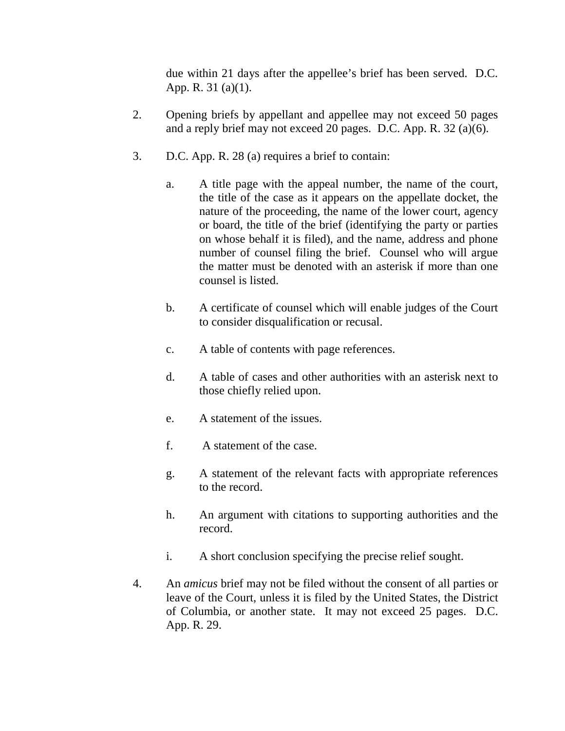due within 21 days after the appellee's brief has been served. D.C. App. R. 31 (a)(1).

2. Opening briefs by appellant and appellee may not exceed 50 pages and a reply brief may not exceed 20 pages. D.C. App. R. 32 (a)(6).

3. D.C. App. R. 28 (a) requires a brief to contain:

   a. A title page with the appeal number, the name of the court, the title of the case as it appears on the appellate docket, the nature of the proceeding, the name of the lower court, agency or board, the title of the brief (identifying the party or parties on whose behalf it is filed), and the name, address and phone number of counsel filing the brief. Counsel who will argue the matter must be denoted with an asterisk if more than one counsel is listed.

   b. A certificate of counsel which will enable judges of the Court to consider disqualification or recusal.

   c. A table of contents with page references.

   d. A table of cases and other authorities with an asterisk next to those chiefly relied upon.

   e. A statement of the issues.

   f. A statement of the case.

   g. A statement of the relevant facts with appropriate references to the record.

   h. An argument with citations to supporting authorities and the record.

   i. A short conclusion specifying the precise relief sought.

4. An *amicus* brief may not be filed without the consent of all parties or leave of the Court, unless it is filed by the United States, the District of Columbia, or another state. It may not exceed 25 pages. D.C. App. R. 29.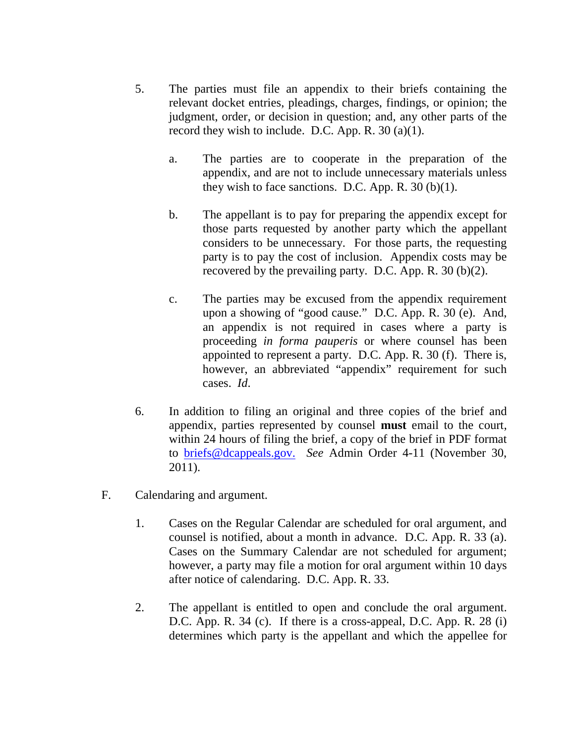5. The parties must file an appendix to their briefs containing the relevant docket entries, pleadings, charges, findings, or opinion; the judgment, order, or decision in question; and, any other parts of the record they wish to include. D.C. App. R. 30 (a)(1).

   a. The parties are to cooperate in the preparation of the appendix, and are not to include unnecessary materials unless they wish to face sanctions. D.C. App. R. 30 (b)(1).

   b. The appellant is to pay for preparing the appendix except for those parts requested by another party which the appellant considers to be unnecessary. For those parts, the requesting party is to pay the cost of inclusion. Appendix costs may be recovered by the prevailing party. D.C. App. R. 30 (b)(2).

   c. The parties may be excused from the appendix requirement upon a showing of "good cause." D.C. App. R. 30 (e). And, an appendix is not required in cases where a party is proceeding *in forma pauperis* or where counsel has been appointed to represent a party. D.C. App. R. 30 (f). There is, however, an abbreviated "appendix" requirement for such cases. *Id.*

6. In addition to filing an original and three copies of the brief and appendix, parties represented by counsel **must** email to the court, within 24 hours of filing the brief, a copy of the brief in PDF format to briefs@dcappeals.gov. *See* Admin Order 4-11 (November 30, 2011).

F. Calendaring and argument.

1. Cases on the Regular Calendar are scheduled for oral argument, and counsel is notified, about a month in advance. D.C. App. R. 33 (a). Cases on the Summary Calendar are not scheduled for argument; however, a party may file a motion for oral argument within 10 days after notice of calendaring. D.C. App. R. 33.

2. The appellant is entitled to open and conclude the oral argument. D.C. App. R. 34 (c). If there is a cross-appeal, D.C. App. R. 28 (i) determines which party is the appellant and which the appellee for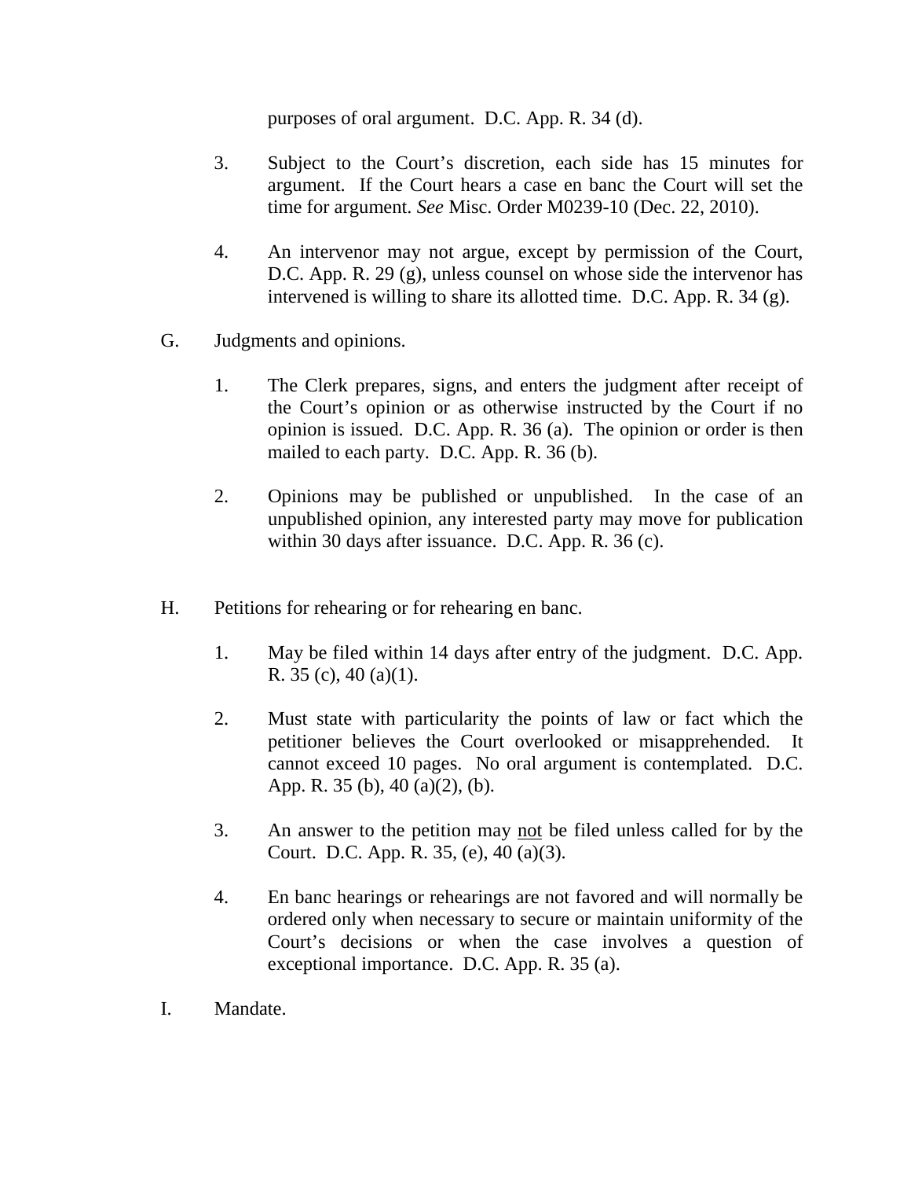purposes of oral argument. D.C. App. R. 34 (d).

3. Subject to the Court's discretion, each side has 15 minutes for argument. If the Court hears a case en banc the Court will set the time for argument. *See* Misc. Order M0239-10 (Dec. 22, 2010).

4. An intervenor may not argue, except by permission of the Court, D.C. App. R. 29 (g), unless counsel on whose side the intervenor has intervened is willing to share its allotted time. D.C. App. R. 34 (g).

G. Judgments and opinions.

1. The Clerk prepares, signs, and enters the judgment after receipt of the Court's opinion or as otherwise instructed by the Court if no opinion is issued. D.C. App. R. 36 (a). The opinion or order is then mailed to each party. D.C. App. R. 36 (b).

2. Opinions may be published or unpublished. In the case of an unpublished opinion, any interested party may move for publication within 30 days after issuance. D.C. App. R. 36 (c).

H. Petitions for rehearing or for rehearing en banc.

1. May be filed within 14 days after entry of the judgment. D.C. App. R. 35 (c), 40 (a)(1).

2. Must state with particularity the points of law or fact which the petitioner believes the Court overlooked or misapprehended. It cannot exceed 10 pages. No oral argument is contemplated. D.C. App. R. 35 (b), 40 (a)(2), (b).

3. An answer to the petition may <u>not</u> be filed unless called for by the Court. D.C. App. R. 35, (e), 40 (a)(3).

4. En banc hearings or rehearings are not favored and will normally be ordered only when necessary to secure or maintain uniformity of the Court's decisions or when the case involves a question of exceptional importance. D.C. App. R. 35 (a).

I. Mandate.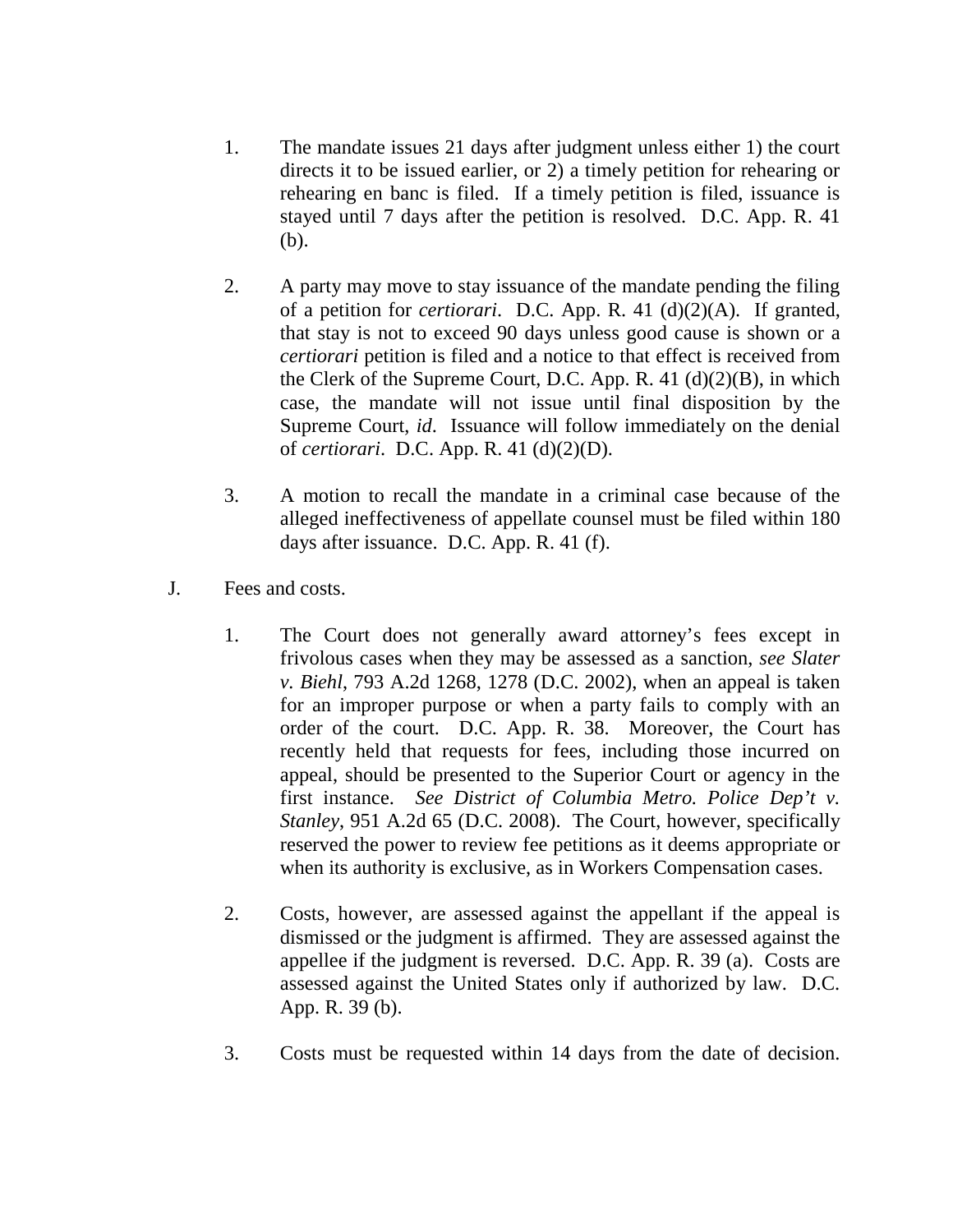1. The mandate issues 21 days after judgment unless either 1) the court directs it to be issued earlier, or 2) a timely petition for rehearing or rehearing en banc is filed. If a timely petition is filed, issuance is stayed until 7 days after the petition is resolved. D.C. App. R. 41 (b).

2. A party may move to stay issuance of the mandate pending the filing of a petition for *certiorari*. D.C. App. R. 41 (d)(2)(A). If granted, that stay is not to exceed 90 days unless good cause is shown or a *certiorari* petition is filed and a notice to that effect is received from the Clerk of the Supreme Court, D.C. App. R. 41 (d)(2)(B), in which case, the mandate will not issue until final disposition by the Supreme Court, *id*. Issuance will follow immediately on the denial of *certiorari*. D.C. App. R. 41 (d)(2)(D).

3. A motion to recall the mandate in a criminal case because of the alleged ineffectiveness of appellate counsel must be filed within 180 days after issuance. D.C. App. R. 41 (f).

J. Fees and costs.

1. The Court does not generally award attorney's fees except in frivolous cases when they may be assessed as a sanction, *see Slater v. Biehl*, 793 A.2d 1268, 1278 (D.C. 2002), when an appeal is taken for an improper purpose or when a party fails to comply with an order of the court. D.C. App. R. 38. Moreover, the Court has recently held that requests for fees, including those incurred on appeal, should be presented to the Superior Court or agency in the first instance. *See District of Columbia Metro. Police Dep't v. Stanley*, 951 A.2d 65 (D.C. 2008). The Court, however, specifically reserved the power to review fee petitions as it deems appropriate or when its authority is exclusive, as in Workers Compensation cases.

2. Costs, however, are assessed against the appellant if the appeal is dismissed or the judgment is affirmed. They are assessed against the appellee if the judgment is reversed. D.C. App. R. 39 (a). Costs are assessed against the United States only if authorized by law. D.C. App. R. 39 (b).

3. Costs must be requested within 14 days from the date of decision.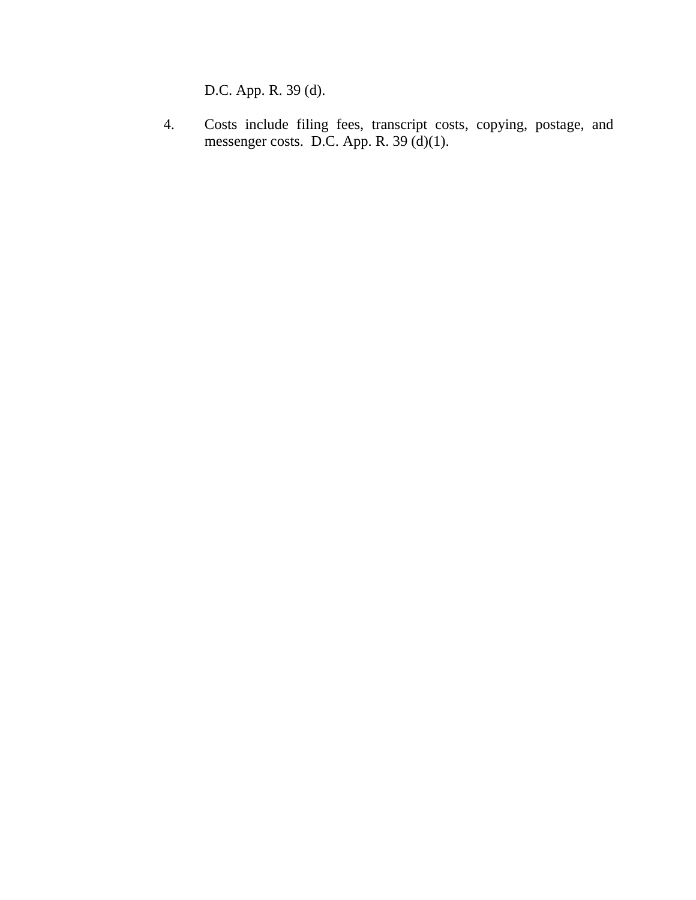D.C. App. R. 39 (d).

4. Costs include filing fees, transcript costs, copying, postage, and messenger costs. D.C. App. R. 39 (d)(1).